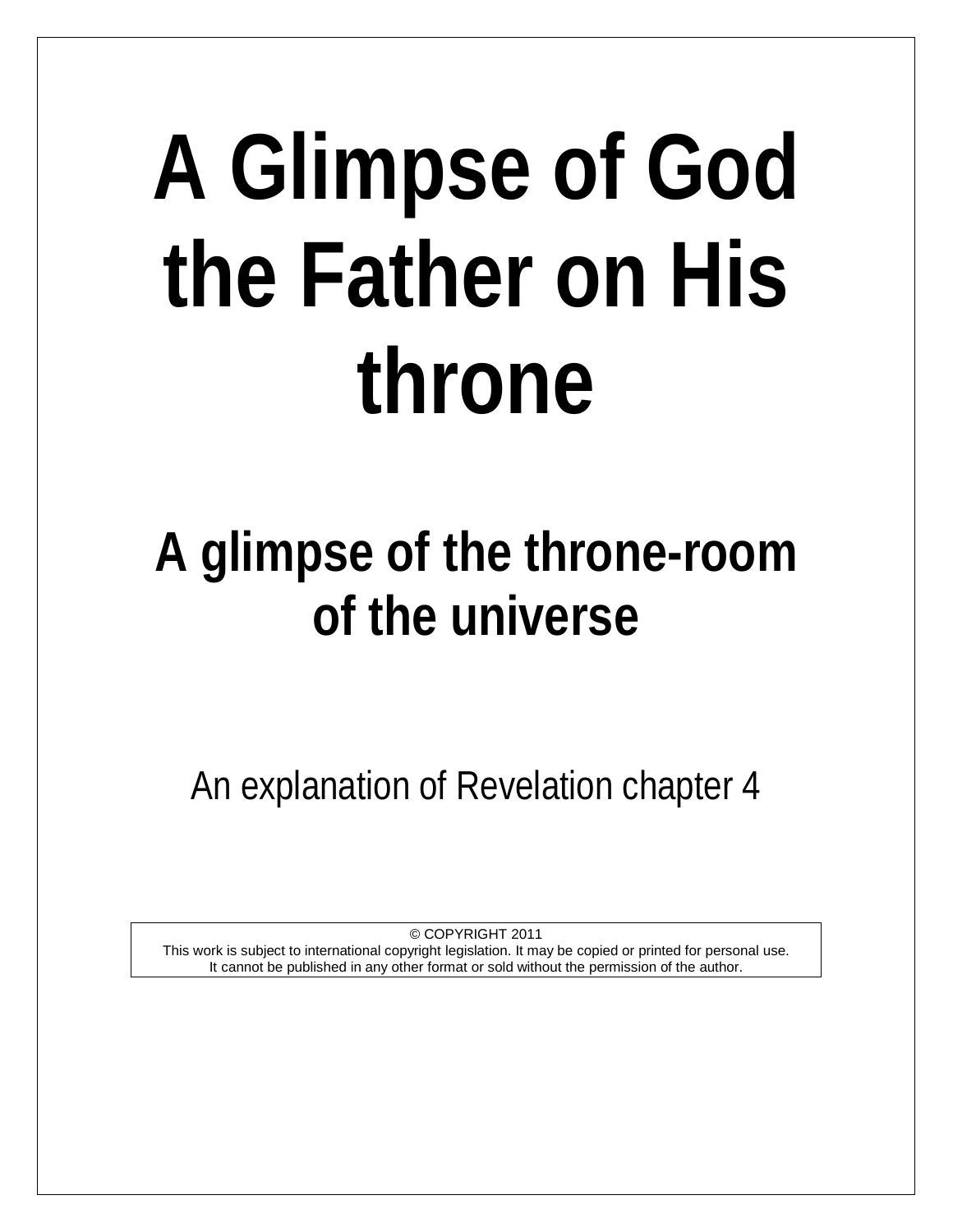# A Glimpse of God the Father on His throne

## A glimpse of the throne-room of the universe

An explanation of Revelation chapter 4

© COPYRIGHT 2011
This work is subject to international copyright legislation. It may be copied or printed for personal use.
It cannot be published in any other format or sold without the permission of the author.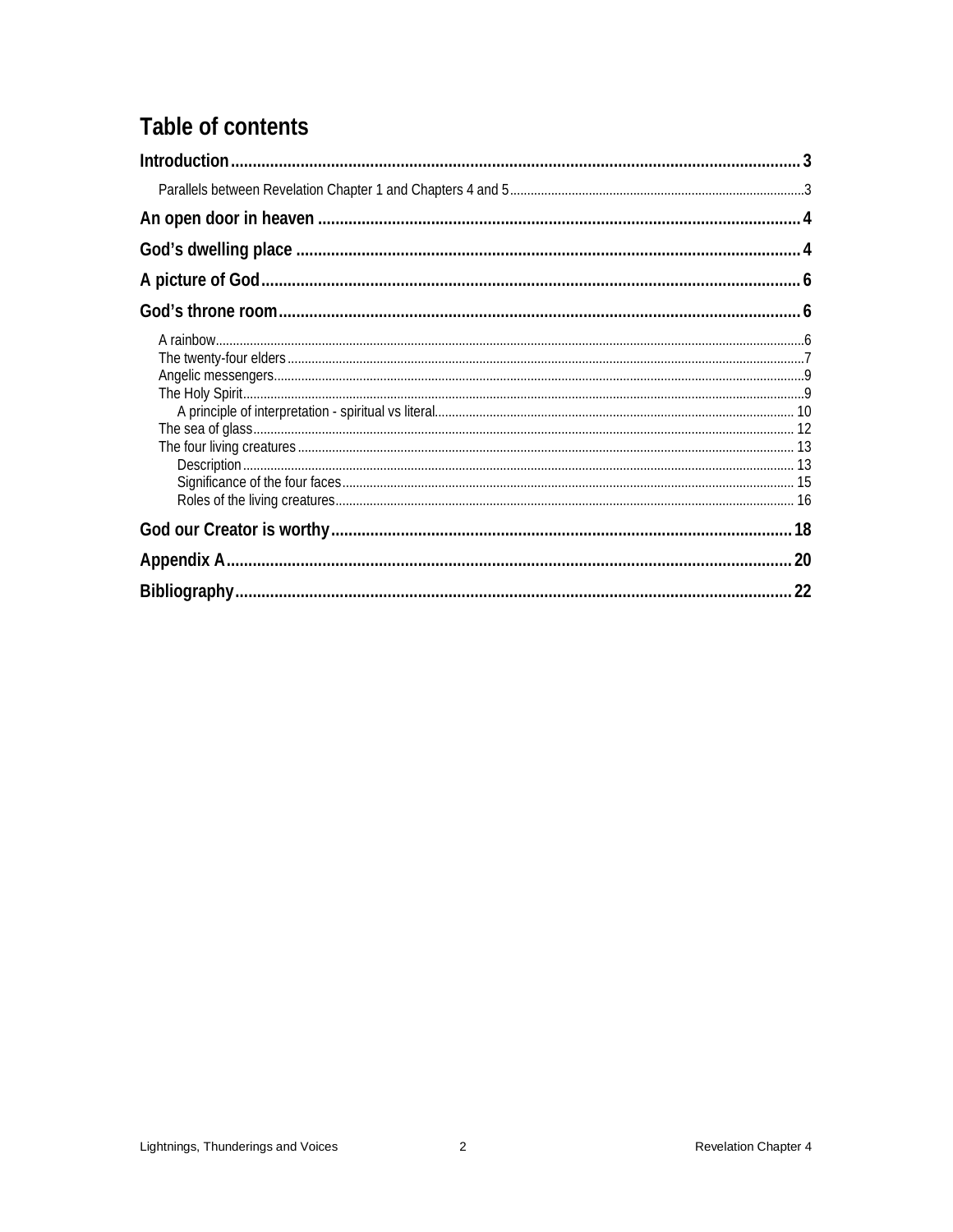# Table of contents

**Introduction** ..... 3

- Parallels between Revelation Chapter 1 and Chapters 4 and 5 ..... 3

**An open door in heaven** ..... 4

**God's dwelling place** ..... 4

**A picture of God** ..... 6

**God's throne room** ..... 6

- A rainbow ..... 6
- The twenty-four elders ..... 7
- Angelic messengers ..... 9
- The Holy Spirit ..... 9
  - A principle of interpretation - spiritual vs literal ..... 10
- The sea of glass ..... 12
- The four living creatures ..... 13
  - Description ..... 13
  - Significance of the four faces ..... 15
  - Roles of the living creatures ..... 16

**God our Creator is worthy** ..... 18

**Appendix A** ..... 20

**Bibliography** ..... 22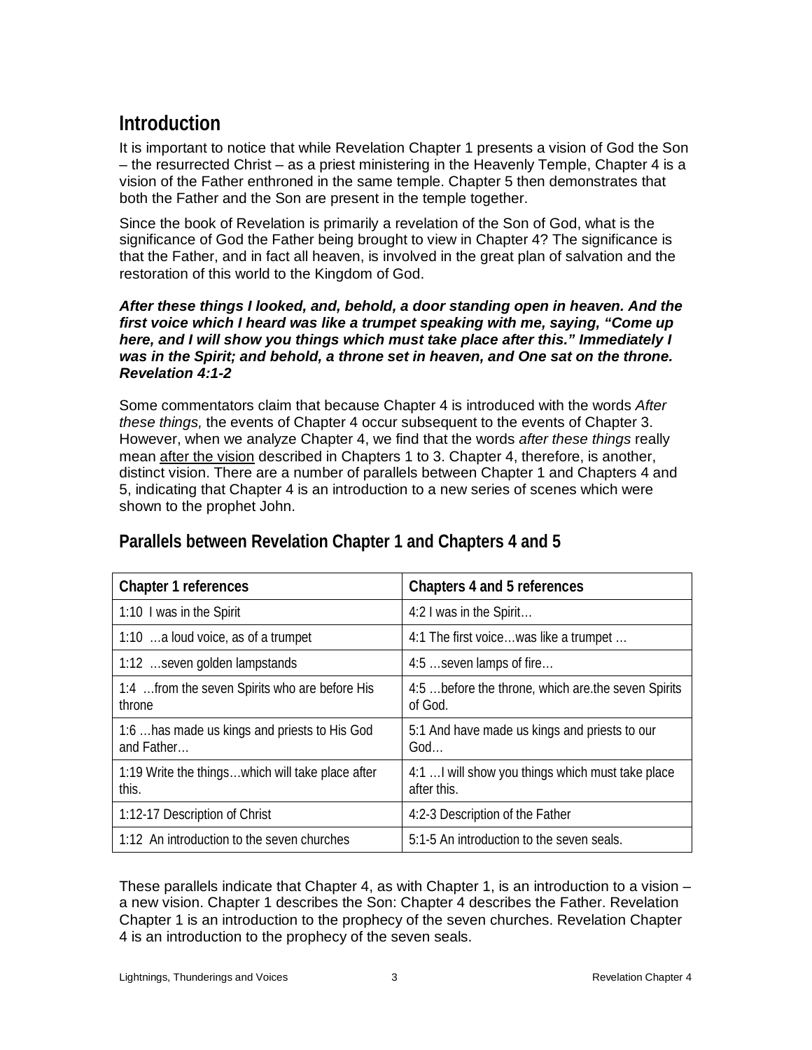## Introduction

It is important to notice that while Revelation Chapter 1 presents a vision of God the Son – the resurrected Christ – as a priest ministering in the Heavenly Temple, Chapter 4 is a vision of the Father enthroned in the same temple. Chapter 5 then demonstrates that both the Father and the Son are present in the temple together.

Since the book of Revelation is primarily a revelation of the Son of God, what is the significance of God the Father being brought to view in Chapter 4? The significance is that the Father, and in fact all heaven, is involved in the great plan of salvation and the restoration of this world to the Kingdom of God.

***After these things I looked, and, behold, a door standing open in heaven. And the first voice which I heard was like a trumpet speaking with me, saying, "Come up here, and I will show you things which must take place after this." Immediately I was in the Spirit; and behold, a throne set in heaven, and One sat on the throne. Revelation 4:1-2***

Some commentators claim that because Chapter 4 is introduced with the words *After these things,* the events of Chapter 4 occur subsequent to the events of Chapter 3. However, when we analyze Chapter 4, we find that the words *after these things* really mean <u>after the vision</u> described in Chapters 1 to 3. Chapter 4, therefore, is another, distinct vision. There are a number of parallels between Chapter 1 and Chapters 4 and 5, indicating that Chapter 4 is an introduction to a new series of scenes which were shown to the prophet John.

## Parallels between Revelation Chapter 1 and Chapters 4 and 5

| Chapter 1 references | Chapters 4 and 5 references |
|---|---|
| 1:10 I was in the Spirit | 4:2 I was in the Spirit… |
| 1:10 …a loud voice, as of a trumpet | 4:1 The first voice…was like a trumpet … |
| 1:12 …seven golden lampstands | 4:5 …seven lamps of fire… |
| 1:4 …from the seven Spirits who are before His throne | 4:5 …before the throne, which are.the seven Spirits of God. |
| 1:6 …has made us kings and priests to His God and Father… | 5:1 And have made us kings and priests to our God… |
| 1:19 Write the things…which will take place after this. | 4:1 …I will show you things which must take place after this. |
| 1:12-17 Description of Christ | 4:2-3 Description of the Father |
| 1:12 An introduction to the seven churches | 5:1-5 An introduction to the seven seals. |

These parallels indicate that Chapter 4, as with Chapter 1, is an introduction to a vision – a new vision. Chapter 1 describes the Son: Chapter 4 describes the Father. Revelation Chapter 1 is an introduction to the prophecy of the seven churches. Revelation Chapter 4 is an introduction to the prophecy of the seven seals.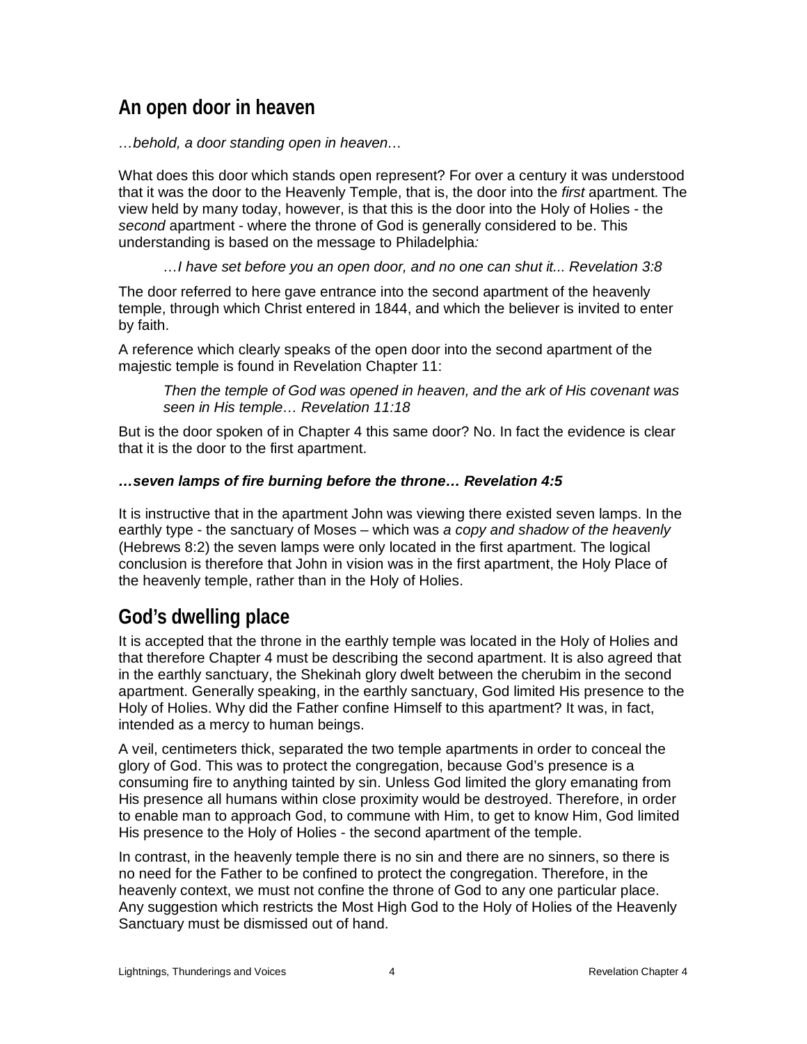## An open door in heaven

*…behold, a door standing open in heaven…*

What does this door which stands open represent? For over a century it was understood that it was the door to the Heavenly Temple, that is, the door into the *first* apartment. The view held by many today, however, is that this is the door into the Holy of Holies - the *second* apartment - where the throne of God is generally considered to be. This understanding is based on the message to Philadelphia*:*

> *…I have set before you an open door, and no one can shut it... Revelation 3:8*

The door referred to here gave entrance into the second apartment of the heavenly temple, through which Christ entered in 1844, and which the believer is invited to enter by faith.

A reference which clearly speaks of the open door into the second apartment of the majestic temple is found in Revelation Chapter 11:

> *Then the temple of God was opened in heaven, and the ark of His covenant was seen in His temple… Revelation 11:18*

But is the door spoken of in Chapter 4 this same door? No. In fact the evidence is clear that it is the door to the first apartment.

***…seven lamps of fire burning before the throne… Revelation 4:5***

It is instructive that in the apartment John was viewing there existed seven lamps. In the earthly type - the sanctuary of Moses – which was *a copy and shadow of the heavenly* (Hebrews 8:2) the seven lamps were only located in the first apartment. The logical conclusion is therefore that John in vision was in the first apartment, the Holy Place of the heavenly temple, rather than in the Holy of Holies.

## God's dwelling place

It is accepted that the throne in the earthly temple was located in the Holy of Holies and that therefore Chapter 4 must be describing the second apartment. It is also agreed that in the earthly sanctuary, the Shekinah glory dwelt between the cherubim in the second apartment. Generally speaking, in the earthly sanctuary, God limited His presence to the Holy of Holies. Why did the Father confine Himself to this apartment? It was, in fact, intended as a mercy to human beings.

A veil, centimeters thick, separated the two temple apartments in order to conceal the glory of God. This was to protect the congregation, because God's presence is a consuming fire to anything tainted by sin. Unless God limited the glory emanating from His presence all humans within close proximity would be destroyed. Therefore, in order to enable man to approach God, to commune with Him, to get to know Him, God limited His presence to the Holy of Holies - the second apartment of the temple.

In contrast, in the heavenly temple there is no sin and there are no sinners, so there is no need for the Father to be confined to protect the congregation. Therefore, in the heavenly context, we must not confine the throne of God to any one particular place. Any suggestion which restricts the Most High God to the Holy of Holies of the Heavenly Sanctuary must be dismissed out of hand.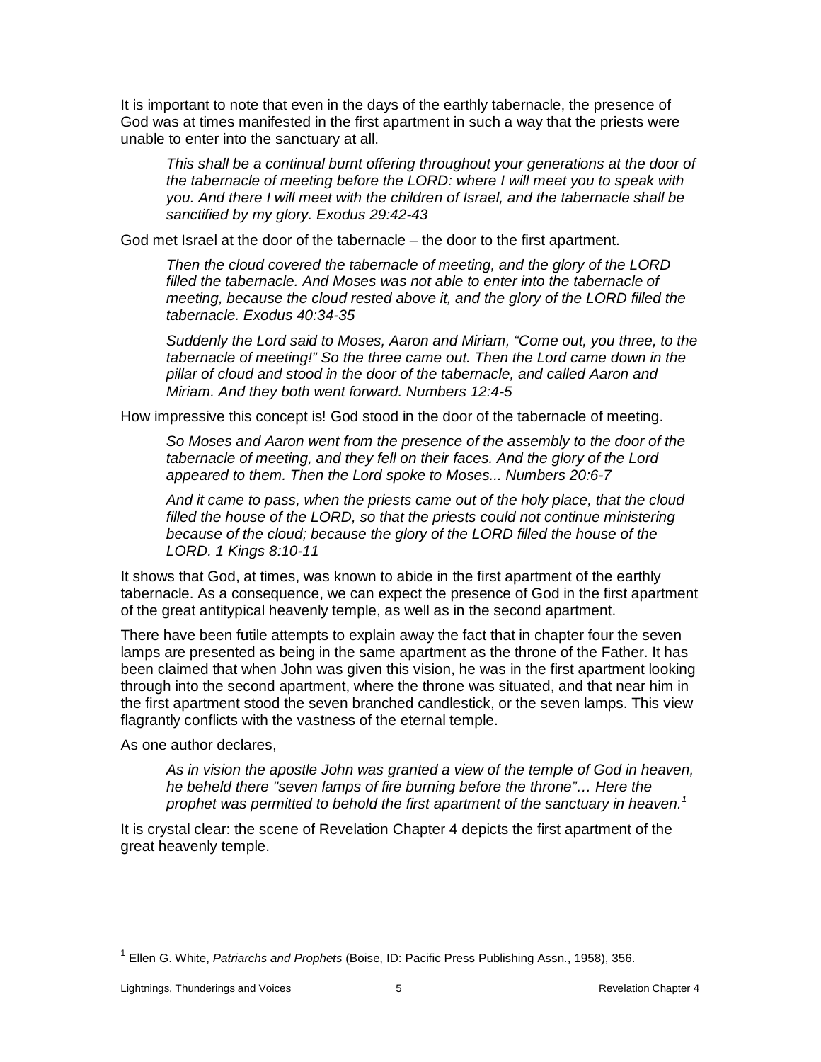It is important to note that even in the days of the earthly tabernacle, the presence of God was at times manifested in the first apartment in such a way that the priests were unable to enter into the sanctuary at all.

> *This shall be a continual burnt offering throughout your generations at the door of the tabernacle of meeting before the LORD: where I will meet you to speak with you. And there I will meet with the children of Israel, and the tabernacle shall be sanctified by my glory. Exodus 29:42-43*

God met Israel at the door of the tabernacle – the door to the first apartment.

> *Then the cloud covered the tabernacle of meeting, and the glory of the LORD filled the tabernacle. And Moses was not able to enter into the tabernacle of meeting, because the cloud rested above it, and the glory of the LORD filled the tabernacle. Exodus 40:34-35*

> *Suddenly the Lord said to Moses, Aaron and Miriam, "Come out, you three, to the tabernacle of meeting!" So the three came out. Then the Lord came down in the pillar of cloud and stood in the door of the tabernacle, and called Aaron and Miriam. And they both went forward. Numbers 12:4-5*

How impressive this concept is! God stood in the door of the tabernacle of meeting.

> *So Moses and Aaron went from the presence of the assembly to the door of the tabernacle of meeting, and they fell on their faces. And the glory of the Lord appeared to them. Then the Lord spoke to Moses... Numbers 20:6-7*

> *And it came to pass, when the priests came out of the holy place, that the cloud filled the house of the LORD, so that the priests could not continue ministering because of the cloud; because the glory of the LORD filled the house of the LORD. 1 Kings 8:10-11*

It shows that God, at times, was known to abide in the first apartment of the earthly tabernacle. As a consequence, we can expect the presence of God in the first apartment of the great antitypical heavenly temple, as well as in the second apartment.

There have been futile attempts to explain away the fact that in chapter four the seven lamps are presented as being in the same apartment as the throne of the Father. It has been claimed that when John was given this vision, he was in the first apartment looking through into the second apartment, where the throne was situated, and that near him in the first apartment stood the seven branched candlestick, or the seven lamps. This view flagrantly conflicts with the vastness of the eternal temple.

As one author declares,

> *As in vision the apostle John was granted a view of the temple of God in heaven, he beheld there "seven lamps of fire burning before the throne"… Here the prophet was permitted to behold the first apartment of the sanctuary in heaven.*[1]

It is crystal clear: the scene of Revelation Chapter 4 depicts the first apartment of the great heavenly temple.

---

[1] Ellen G. White, *Patriarchs and Prophets* (Boise, ID: Pacific Press Publishing Assn., 1958), 356.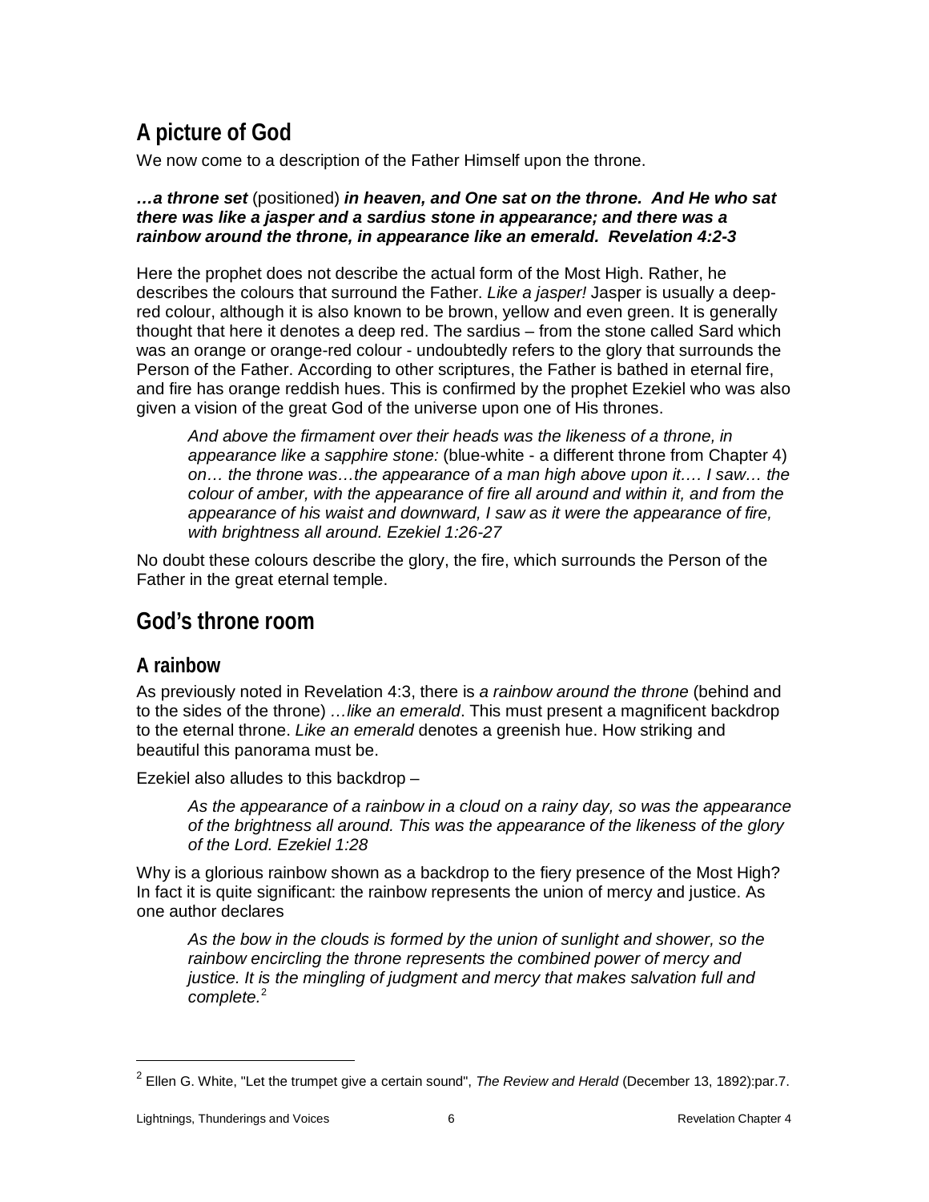## A picture of God

We now come to a description of the Father Himself upon the throne.

***…a throne set*** (positioned) ***in heaven, and One sat on the throne. And He who sat there was like a jasper and a sardius stone in appearance; and there was a rainbow around the throne, in appearance like an emerald. Revelation 4:2-3***

Here the prophet does not describe the actual form of the Most High. Rather, he describes the colours that surround the Father. *Like a jasper!* Jasper is usually a deep-red colour, although it is also known to be brown, yellow and even green. It is generally thought that here it denotes a deep red. The sardius – from the stone called Sard which was an orange or orange-red colour - undoubtedly refers to the glory that surrounds the Person of the Father. According to other scriptures, the Father is bathed in eternal fire, and fire has orange reddish hues. This is confirmed by the prophet Ezekiel who was also given a vision of the great God of the universe upon one of His thrones.

> *And above the firmament over their heads was the likeness of a throne, in appearance like a sapphire stone:* (blue-white - a different throne from Chapter 4) *on… the throne was…the appearance of a man high above upon it…. I saw… the colour of amber, with the appearance of fire all around and within it, and from the appearance of his waist and downward, I saw as it were the appearance of fire, with brightness all around. Ezekiel 1:26-27*

No doubt these colours describe the glory, the fire, which surrounds the Person of the Father in the great eternal temple.

## God's throne room

### A rainbow

As previously noted in Revelation 4:3, there is *a rainbow around the throne* (behind and to the sides of the throne) *…like an emerald*. This must present a magnificent backdrop to the eternal throne. *Like an emerald* denotes a greenish hue. How striking and beautiful this panorama must be.

Ezekiel also alludes to this backdrop –

> *As the appearance of a rainbow in a cloud on a rainy day, so was the appearance of the brightness all around. This was the appearance of the likeness of the glory of the Lord. Ezekiel 1:28*

Why is a glorious rainbow shown as a backdrop to the fiery presence of the Most High? In fact it is quite significant: the rainbow represents the union of mercy and justice. As one author declares

> *As the bow in the clouds is formed by the union of sunlight and shower, so the rainbow encircling the throne represents the combined power of mercy and justice. It is the mingling of judgment and mercy that makes salvation full and complete.*[2]

---

[2] Ellen G. White, "Let the trumpet give a certain sound", *The Review and Herald* (December 13, 1892):par.7.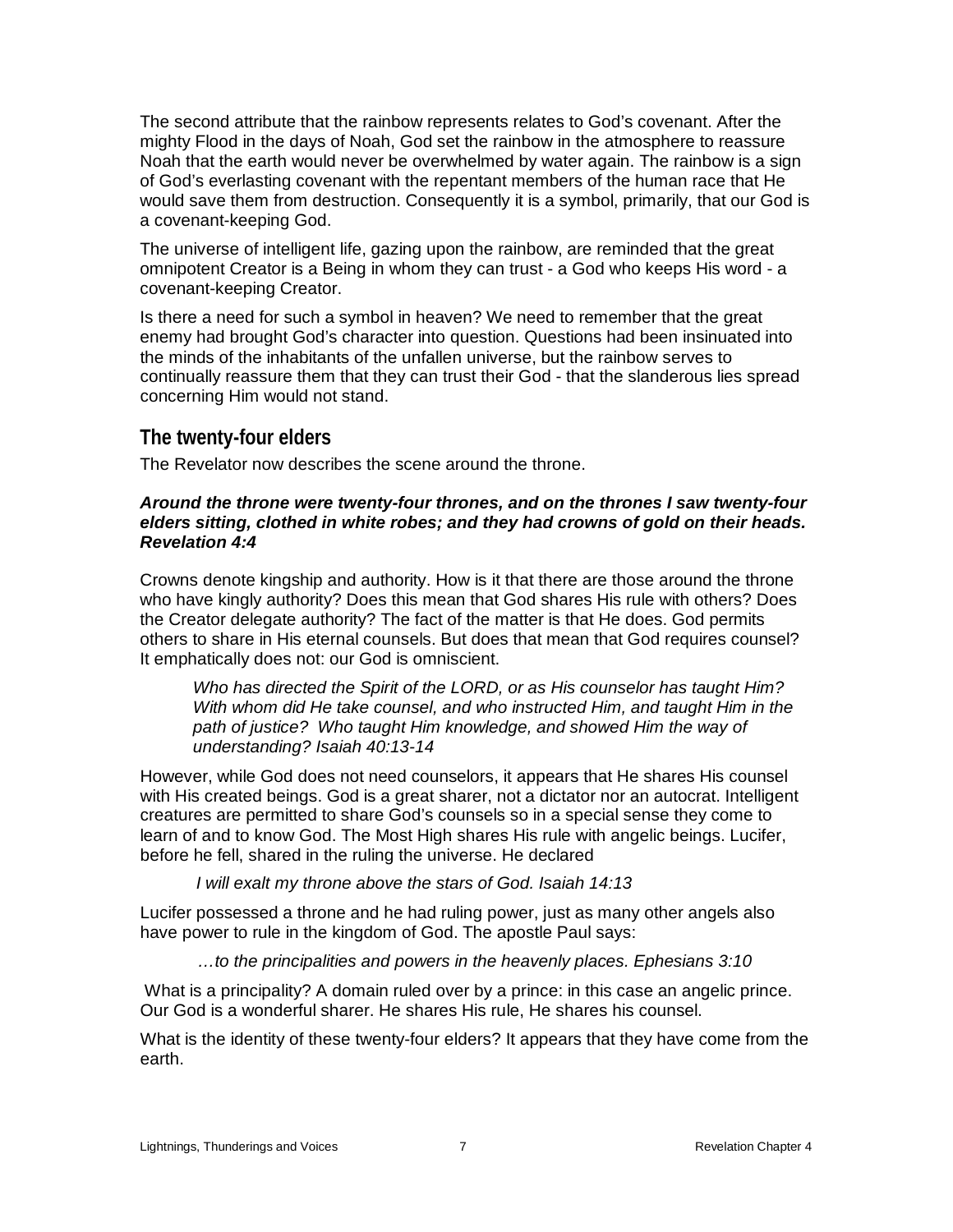The second attribute that the rainbow represents relates to God's covenant. After the mighty Flood in the days of Noah, God set the rainbow in the atmosphere to reassure Noah that the earth would never be overwhelmed by water again. The rainbow is a sign of God's everlasting covenant with the repentant members of the human race that He would save them from destruction. Consequently it is a symbol, primarily, that our God is a covenant-keeping God.

The universe of intelligent life, gazing upon the rainbow, are reminded that the great omnipotent Creator is a Being in whom they can trust - a God who keeps His word - a covenant-keeping Creator.

Is there a need for such a symbol in heaven? We need to remember that the great enemy had brought God's character into question. Questions had been insinuated into the minds of the inhabitants of the unfallen universe, but the rainbow serves to continually reassure them that they can trust their God - that the slanderous lies spread concerning Him would not stand.

## The twenty-four elders

The Revelator now describes the scene around the throne.

***Around the throne were twenty-four thrones, and on the thrones I saw twenty-four elders sitting, clothed in white robes; and they had crowns of gold on their heads. Revelation 4:4***

Crowns denote kingship and authority. How is it that there are those around the throne who have kingly authority? Does this mean that God shares His rule with others? Does the Creator delegate authority? The fact of the matter is that He does. God permits others to share in His eternal counsels. But does that mean that God requires counsel? It emphatically does not: our God is omniscient.

> *Who has directed the Spirit of the LORD, or as His counselor has taught Him? With whom did He take counsel, and who instructed Him, and taught Him in the path of justice? Who taught Him knowledge, and showed Him the way of understanding? Isaiah 40:13-14*

However, while God does not need counselors, it appears that He shares His counsel with His created beings. God is a great sharer, not a dictator nor an autocrat. Intelligent creatures are permitted to share God's counsels so in a special sense they come to learn of and to know God. The Most High shares His rule with angelic beings. Lucifer, before he fell, shared in the ruling the universe. He declared

> *I will exalt my throne above the stars of God. Isaiah 14:13*

Lucifer possessed a throne and he had ruling power, just as many other angels also have power to rule in the kingdom of God. The apostle Paul says:

> *…to the principalities and powers in the heavenly places. Ephesians 3:10*

What is a principality? A domain ruled over by a prince: in this case an angelic prince. Our God is a wonderful sharer. He shares His rule, He shares his counsel.

What is the identity of these twenty-four elders? It appears that they have come from the earth.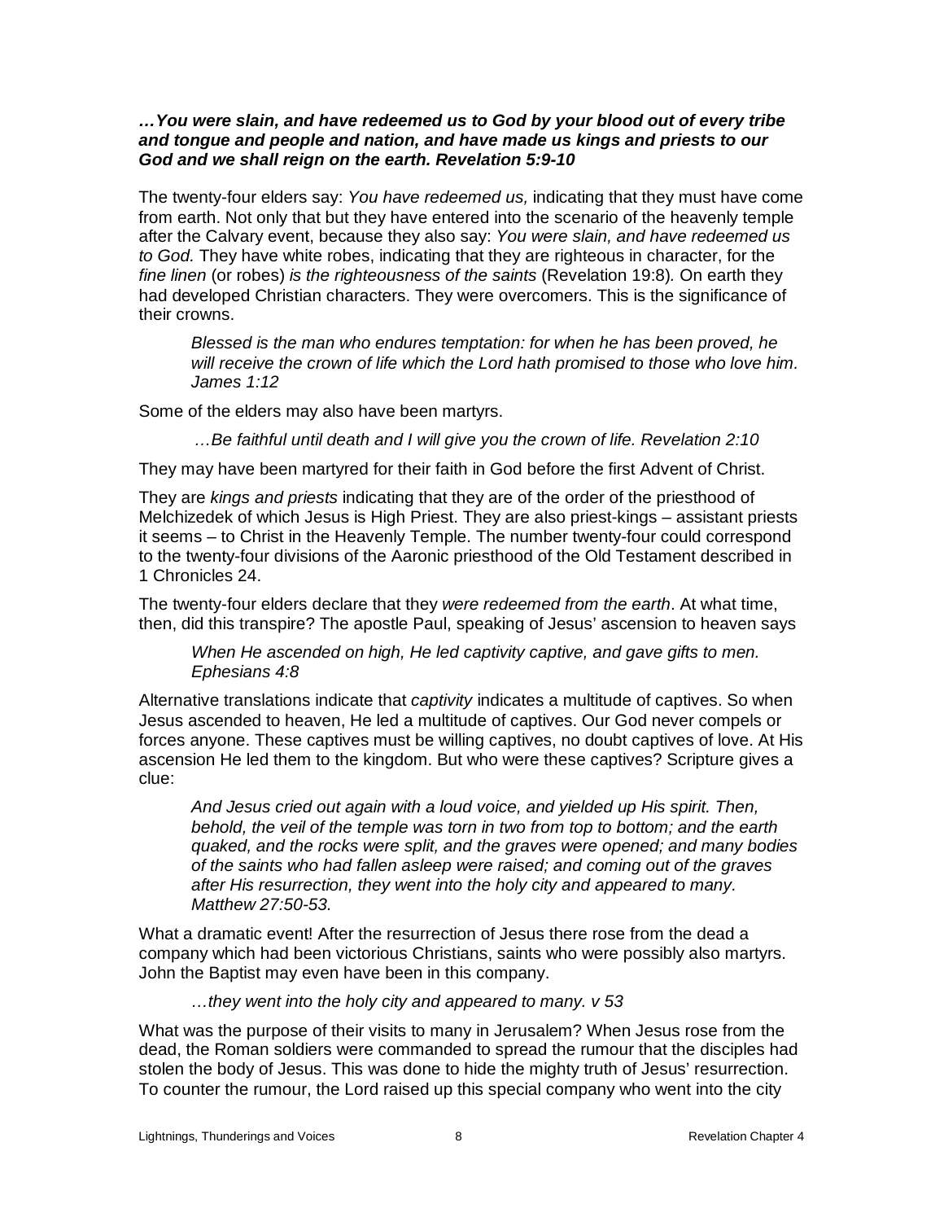***…You were slain, and have redeemed us to God by your blood out of every tribe and tongue and people and nation, and have made us kings and priests to our God and we shall reign on the earth. Revelation 5:9-10***

The twenty-four elders say: *You have redeemed us,* indicating that they must have come from earth. Not only that but they have entered into the scenario of the heavenly temple after the Calvary event, because they also say: *You were slain, and have redeemed us to God.* They have white robes, indicating that they are righteous in character, for the *fine linen* (or robes) *is the righteousness of the saints* (Revelation 19:8)*.* On earth they had developed Christian characters. They were overcomers. This is the significance of their crowns.

> *Blessed is the man who endures temptation: for when he has been proved, he will receive the crown of life which the Lord hath promised to those who love him. James 1:12*

Some of the elders may also have been martyrs.

> *…Be faithful until death and I will give you the crown of life. Revelation 2:10*

They may have been martyred for their faith in God before the first Advent of Christ.

They are *kings and priests* indicating that they are of the order of the priesthood of Melchizedek of which Jesus is High Priest. They are also priest-kings – assistant priests it seems – to Christ in the Heavenly Temple. The number twenty-four could correspond to the twenty-four divisions of the Aaronic priesthood of the Old Testament described in 1 Chronicles 24.

The twenty-four elders declare that they *were redeemed from the earth*. At what time, then, did this transpire? The apostle Paul, speaking of Jesus' ascension to heaven says

> *When He ascended on high, He led captivity captive, and gave gifts to men. Ephesians 4:8*

Alternative translations indicate that *captivity* indicates a multitude of captives. So when Jesus ascended to heaven, He led a multitude of captives. Our God never compels or forces anyone. These captives must be willing captives, no doubt captives of love. At His ascension He led them to the kingdom. But who were these captives? Scripture gives a clue:

> *And Jesus cried out again with a loud voice, and yielded up His spirit. Then, behold, the veil of the temple was torn in two from top to bottom; and the earth quaked, and the rocks were split, and the graves were opened; and many bodies of the saints who had fallen asleep were raised; and coming out of the graves after His resurrection, they went into the holy city and appeared to many. Matthew 27:50-53.*

What a dramatic event! After the resurrection of Jesus there rose from the dead a company which had been victorious Christians, saints who were possibly also martyrs. John the Baptist may even have been in this company.

> *…they went into the holy city and appeared to many. v 53*

What was the purpose of their visits to many in Jerusalem? When Jesus rose from the dead, the Roman soldiers were commanded to spread the rumour that the disciples had stolen the body of Jesus. This was done to hide the mighty truth of Jesus' resurrection. To counter the rumour, the Lord raised up this special company who went into the city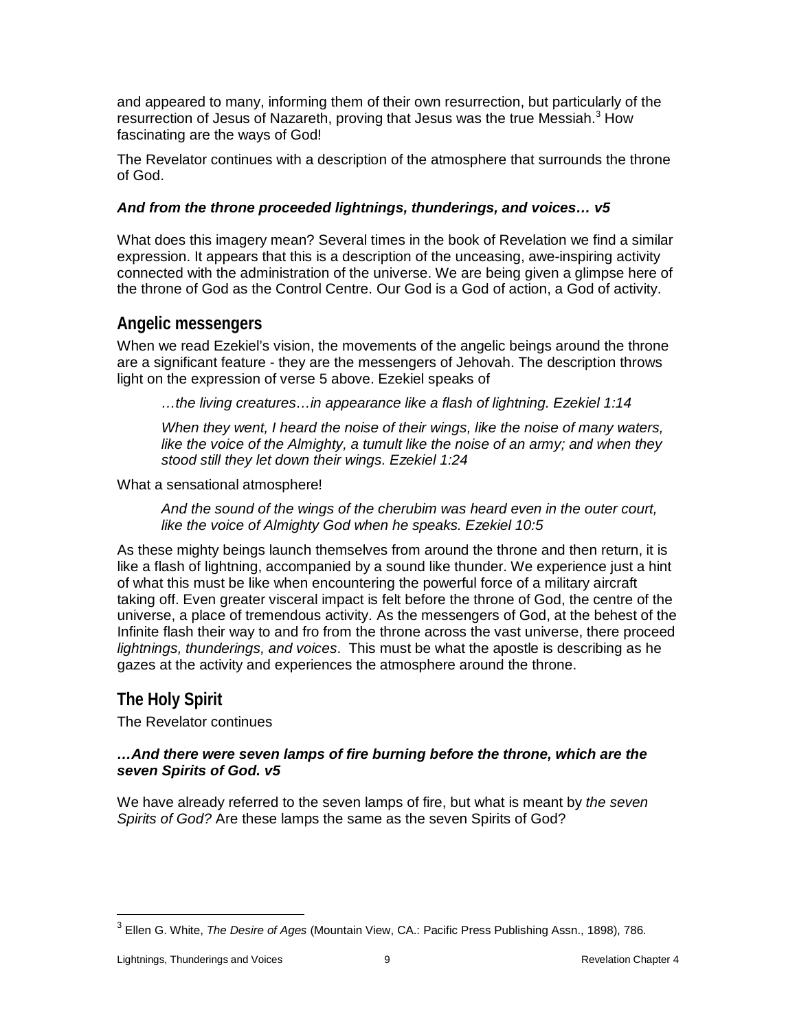and appeared to many, informing them of their own resurrection, but particularly of the resurrection of Jesus of Nazareth, proving that Jesus was the true Messiah.[3] How fascinating are the ways of God!

The Revelator continues with a description of the atmosphere that surrounds the throne of God.

***And from the throne proceeded lightnings, thunderings, and voices… v5***

What does this imagery mean? Several times in the book of Revelation we find a similar expression. It appears that this is a description of the unceasing, awe-inspiring activity connected with the administration of the universe. We are being given a glimpse here of the throne of God as the Control Centre. Our God is a God of action, a God of activity.

## Angelic messengers

When we read Ezekiel's vision, the movements of the angelic beings around the throne are a significant feature - they are the messengers of Jehovah. The description throws light on the expression of verse 5 above. Ezekiel speaks of

> *…the living creatures…in appearance like a flash of lightning. Ezekiel 1:14*
>
> *When they went, I heard the noise of their wings, like the noise of many waters, like the voice of the Almighty, a tumult like the noise of an army; and when they stood still they let down their wings. Ezekiel 1:24*

What a sensational atmosphere!

> *And the sound of the wings of the cherubim was heard even in the outer court, like the voice of Almighty God when he speaks. Ezekiel 10:5*

As these mighty beings launch themselves from around the throne and then return, it is like a flash of lightning, accompanied by a sound like thunder. We experience just a hint of what this must be like when encountering the powerful force of a military aircraft taking off. Even greater visceral impact is felt before the throne of God, the centre of the universe, a place of tremendous activity. As the messengers of God, at the behest of the Infinite flash their way to and fro from the throne across the vast universe, there proceed *lightnings, thunderings, and voices*. This must be what the apostle is describing as he gazes at the activity and experiences the atmosphere around the throne.

## The Holy Spirit

The Revelator continues

***…And there were seven lamps of fire burning before the throne, which are the seven Spirits of God. v5***

We have already referred to the seven lamps of fire, but what is meant by *the seven Spirits of God?* Are these lamps the same as the seven Spirits of God?

---

[3] Ellen G. White, *The Desire of Ages* (Mountain View, CA.: Pacific Press Publishing Assn., 1898), 786.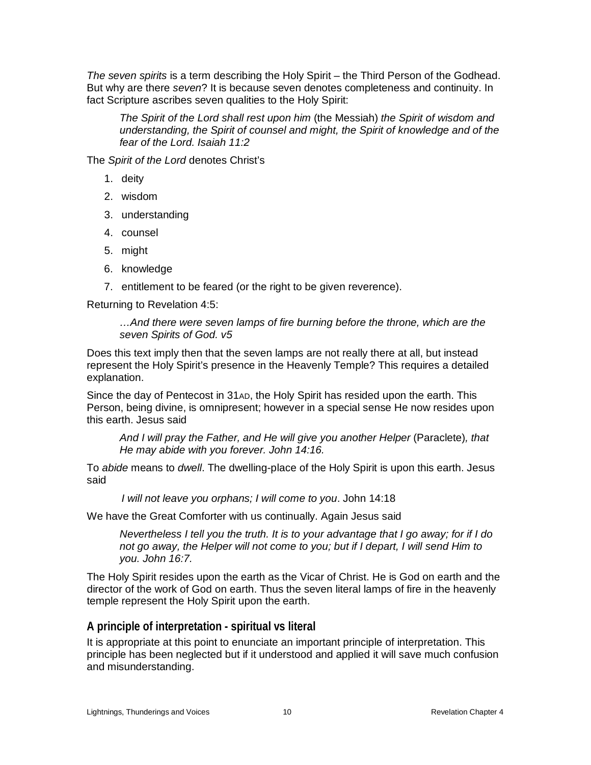*The seven spirits* is a term describing the Holy Spirit – the Third Person of the Godhead. But why are there *seven*? It is because seven denotes completeness and continuity. In fact Scripture ascribes seven qualities to the Holy Spirit:

> *The Spirit of the Lord shall rest upon him* (the Messiah) *the Spirit of wisdom and understanding, the Spirit of counsel and might, the Spirit of knowledge and of the fear of the Lord. Isaiah 11:2*

The *Spirit of the Lord* denotes Christ's

1. deity
2. wisdom
3. understanding
4. counsel
5. might
6. knowledge
7. entitlement to be feared (or the right to be given reverence).

Returning to Revelation 4:5:

> *…And there were seven lamps of fire burning before the throne, which are the seven Spirits of God. v5*

Does this text imply then that the seven lamps are not really there at all, but instead represent the Holy Spirit's presence in the Heavenly Temple? This requires a detailed explanation.

Since the day of Pentecost in 31AD, the Holy Spirit has resided upon the earth. This Person, being divine, is omnipresent; however in a special sense He now resides upon this earth. Jesus said

> *And I will pray the Father, and He will give you another Helper* (Paraclete)*, that He may abide with you forever. John 14:16.*

To *abide* means to *dwell*. The dwelling-place of the Holy Spirit is upon this earth. Jesus said

> *I will not leave you orphans; I will come to you*. John 14:18

We have the Great Comforter with us continually. Again Jesus said

> *Nevertheless I tell you the truth. It is to your advantage that I go away; for if I do not go away, the Helper will not come to you; but if I depart, I will send Him to you. John 16:7.*

The Holy Spirit resides upon the earth as the Vicar of Christ. He is God on earth and the director of the work of God on earth. Thus the seven literal lamps of fire in the heavenly temple represent the Holy Spirit upon the earth.

## A principle of interpretation - spiritual vs literal

It is appropriate at this point to enunciate an important principle of interpretation. This principle has been neglected but if it understood and applied it will save much confusion and misunderstanding.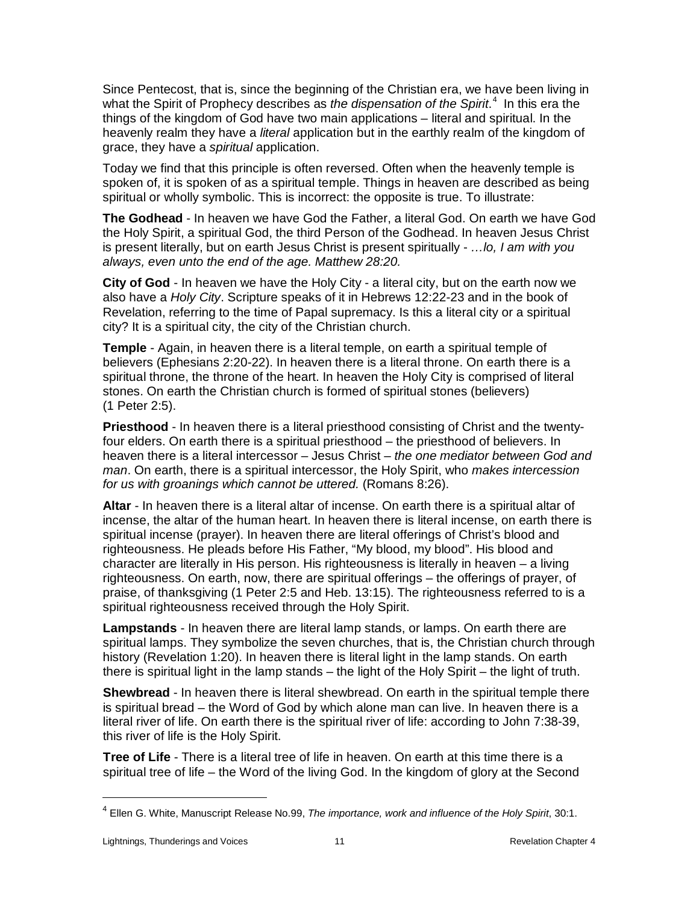Since Pentecost, that is, since the beginning of the Christian era, we have been living in what the Spirit of Prophecy describes as *the dispensation of the Spirit*.[4] In this era the things of the kingdom of God have two main applications – literal and spiritual. In the heavenly realm they have a *literal* application but in the earthly realm of the kingdom of grace, they have a *spiritual* application.

Today we find that this principle is often reversed. Often when the heavenly temple is spoken of, it is spoken of as a spiritual temple. Things in heaven are described as being spiritual or wholly symbolic. This is incorrect: the opposite is true. To illustrate:

**The Godhead** - In heaven we have God the Father, a literal God. On earth we have God the Holy Spirit, a spiritual God, the third Person of the Godhead. In heaven Jesus Christ is present literally, but on earth Jesus Christ is present spiritually - *…lo, I am with you always, even unto the end of the age. Matthew 28:20.*

**City of God** - In heaven we have the Holy City - a literal city, but on the earth now we also have a *Holy City*. Scripture speaks of it in Hebrews 12:22-23 and in the book of Revelation, referring to the time of Papal supremacy. Is this a literal city or a spiritual city? It is a spiritual city, the city of the Christian church.

**Temple** - Again, in heaven there is a literal temple, on earth a spiritual temple of believers (Ephesians 2:20-22). In heaven there is a literal throne. On earth there is a spiritual throne, the throne of the heart. In heaven the Holy City is comprised of literal stones. On earth the Christian church is formed of spiritual stones (believers) (1 Peter 2:5).

**Priesthood** - In heaven there is a literal priesthood consisting of Christ and the twenty-four elders. On earth there is a spiritual priesthood – the priesthood of believers. In heaven there is a literal intercessor – Jesus Christ – *the one mediator between God and man*. On earth, there is a spiritual intercessor, the Holy Spirit, who *makes intercession for us with groanings which cannot be uttered.* (Romans 8:26).

**Altar** - In heaven there is a literal altar of incense. On earth there is a spiritual altar of incense, the altar of the human heart. In heaven there is literal incense, on earth there is spiritual incense (prayer). In heaven there are literal offerings of Christ's blood and righteousness. He pleads before His Father, "My blood, my blood". His blood and character are literally in His person. His righteousness is literally in heaven – a living righteousness. On earth, now, there are spiritual offerings – the offerings of prayer, of praise, of thanksgiving (1 Peter 2:5 and Heb. 13:15). The righteousness referred to is a spiritual righteousness received through the Holy Spirit.

**Lampstands** - In heaven there are literal lamp stands, or lamps. On earth there are spiritual lamps. They symbolize the seven churches, that is, the Christian church through history (Revelation 1:20). In heaven there is literal light in the lamp stands. On earth there is spiritual light in the lamp stands – the light of the Holy Spirit – the light of truth.

**Shewbread** - In heaven there is literal shewbread. On earth in the spiritual temple there is spiritual bread – the Word of God by which alone man can live. In heaven there is a literal river of life. On earth there is the spiritual river of life: according to John 7:38-39, this river of life is the Holy Spirit.

**Tree of Life** - There is a literal tree of life in heaven. On earth at this time there is a spiritual tree of life – the Word of the living God. In the kingdom of glory at the Second

[4] Ellen G. White, Manuscript Release No.99, *The importance, work and influence of the Holy Spirit*, 30:1.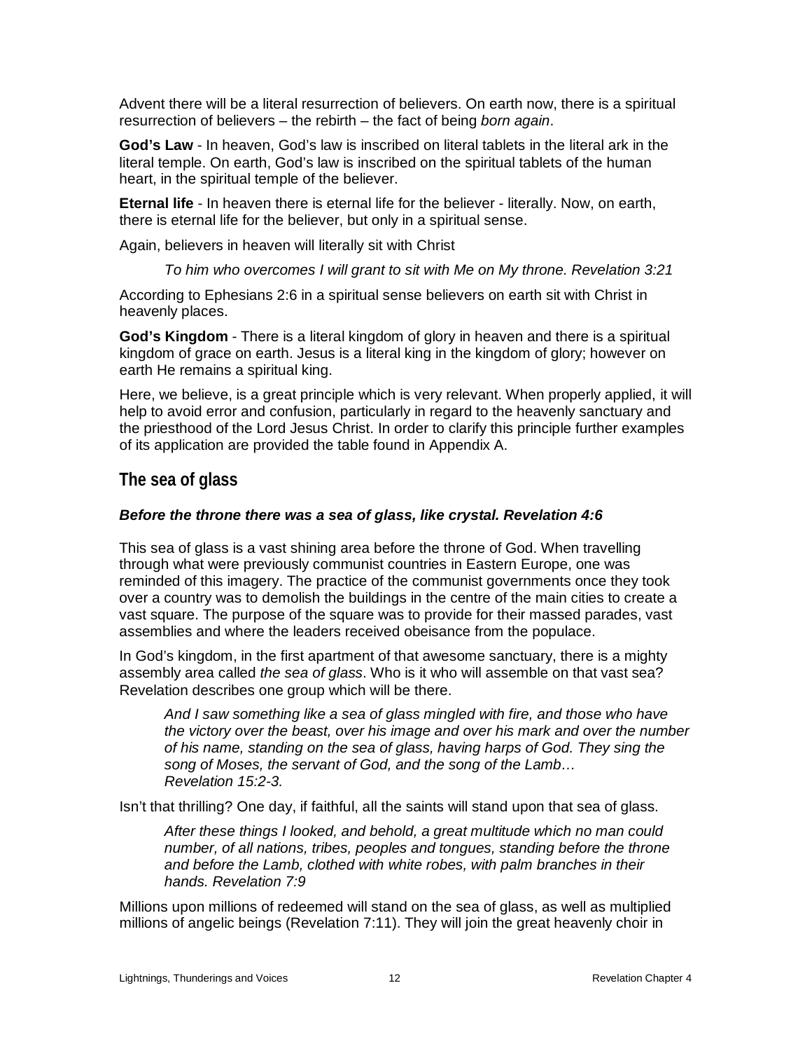Advent there will be a literal resurrection of believers. On earth now, there is a spiritual resurrection of believers – the rebirth – the fact of being *born again*.

**God's Law** - In heaven, God's law is inscribed on literal tablets in the literal ark in the literal temple. On earth, God's law is inscribed on the spiritual tablets of the human heart, in the spiritual temple of the believer.

**Eternal life** - In heaven there is eternal life for the believer - literally. Now, on earth, there is eternal life for the believer, but only in a spiritual sense.

Again, believers in heaven will literally sit with Christ

> *To him who overcomes I will grant to sit with Me on My throne. Revelation 3:21*

According to Ephesians 2:6 in a spiritual sense believers on earth sit with Christ in heavenly places.

**God's Kingdom** - There is a literal kingdom of glory in heaven and there is a spiritual kingdom of grace on earth. Jesus is a literal king in the kingdom of glory; however on earth He remains a spiritual king.

Here, we believe, is a great principle which is very relevant. When properly applied, it will help to avoid error and confusion, particularly in regard to the heavenly sanctuary and the priesthood of the Lord Jesus Christ. In order to clarify this principle further examples of its application are provided the table found in Appendix A.

## The sea of glass

***Before the throne there was a sea of glass, like crystal. Revelation 4:6***

This sea of glass is a vast shining area before the throne of God. When travelling through what were previously communist countries in Eastern Europe, one was reminded of this imagery. The practice of the communist governments once they took over a country was to demolish the buildings in the centre of the main cities to create a vast square. The purpose of the square was to provide for their massed parades, vast assemblies and where the leaders received obeisance from the populace.

In God's kingdom, in the first apartment of that awesome sanctuary, there is a mighty assembly area called *the sea of glass*. Who is it who will assemble on that vast sea? Revelation describes one group which will be there.

> *And I saw something like a sea of glass mingled with fire, and those who have the victory over the beast, over his image and over his mark and over the number of his name, standing on the sea of glass, having harps of God. They sing the song of Moses, the servant of God, and the song of the Lamb…*
> *Revelation 15:2-3.*

Isn't that thrilling? One day, if faithful, all the saints will stand upon that sea of glass.

> *After these things I looked, and behold, a great multitude which no man could number, of all nations, tribes, peoples and tongues, standing before the throne and before the Lamb, clothed with white robes, with palm branches in their hands. Revelation 7:9*

Millions upon millions of redeemed will stand on the sea of glass, as well as multiplied millions of angelic beings (Revelation 7:11). They will join the great heavenly choir in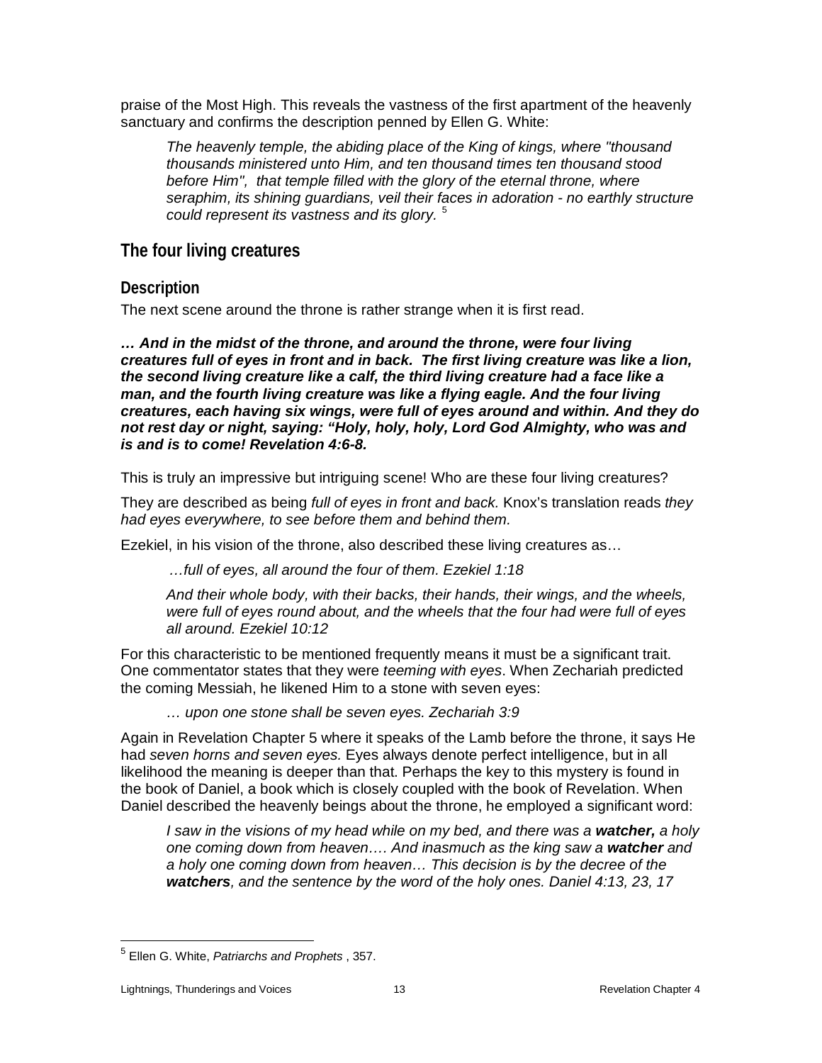praise of the Most High. This reveals the vastness of the first apartment of the heavenly sanctuary and confirms the description penned by Ellen G. White:

> *The heavenly temple, the abiding place of the King of kings, where "thousand thousands ministered unto Him, and ten thousand times ten thousand stood before Him", that temple filled with the glory of the eternal throne, where seraphim, its shining guardians, veil their faces in adoration - no earthly structure could represent its vastness and its glory.* [5]

## The four living creatures

### Description

The next scene around the throne is rather strange when it is first read.

***… And in the midst of the throne, and around the throne, were four living creatures full of eyes in front and in back. The first living creature was like a lion, the second living creature like a calf, the third living creature had a face like a man, and the fourth living creature was like a flying eagle. And the four living creatures, each having six wings, were full of eyes around and within. And they do not rest day or night, saying: "Holy, holy, holy, Lord God Almighty, who was and is and is to come! Revelation 4:6-8.***

This is truly an impressive but intriguing scene! Who are these four living creatures?

They are described as being *full of eyes in front and back.* Knox's translation reads *they had eyes everywhere, to see before them and behind them.*

Ezekiel, in his vision of the throne, also described these living creatures as…

> *…full of eyes, all around the four of them. Ezekiel 1:18*
>
> *And their whole body, with their backs, their hands, their wings, and the wheels, were full of eyes round about, and the wheels that the four had were full of eyes all around. Ezekiel 10:12*

For this characteristic to be mentioned frequently means it must be a significant trait. One commentator states that they were *teeming with eyes*. When Zechariah predicted the coming Messiah, he likened Him to a stone with seven eyes:

> *… upon one stone shall be seven eyes. Zechariah 3:9*

Again in Revelation Chapter 5 where it speaks of the Lamb before the throne, it says He had *seven horns and seven eyes.* Eyes always denote perfect intelligence, but in all likelihood the meaning is deeper than that. Perhaps the key to this mystery is found in the book of Daniel, a book which is closely coupled with the book of Revelation. When Daniel described the heavenly beings about the throne, he employed a significant word:

> *I saw in the visions of my head while on my bed, and there was a **watcher,** a holy one coming down from heaven…. And inasmuch as the king saw a **watcher** and a holy one coming down from heaven… This decision is by the decree of the **watchers**, and the sentence by the word of the holy ones. Daniel 4:13, 23, 17*

---

[5] Ellen G. White, *Patriarchs and Prophets* , 357.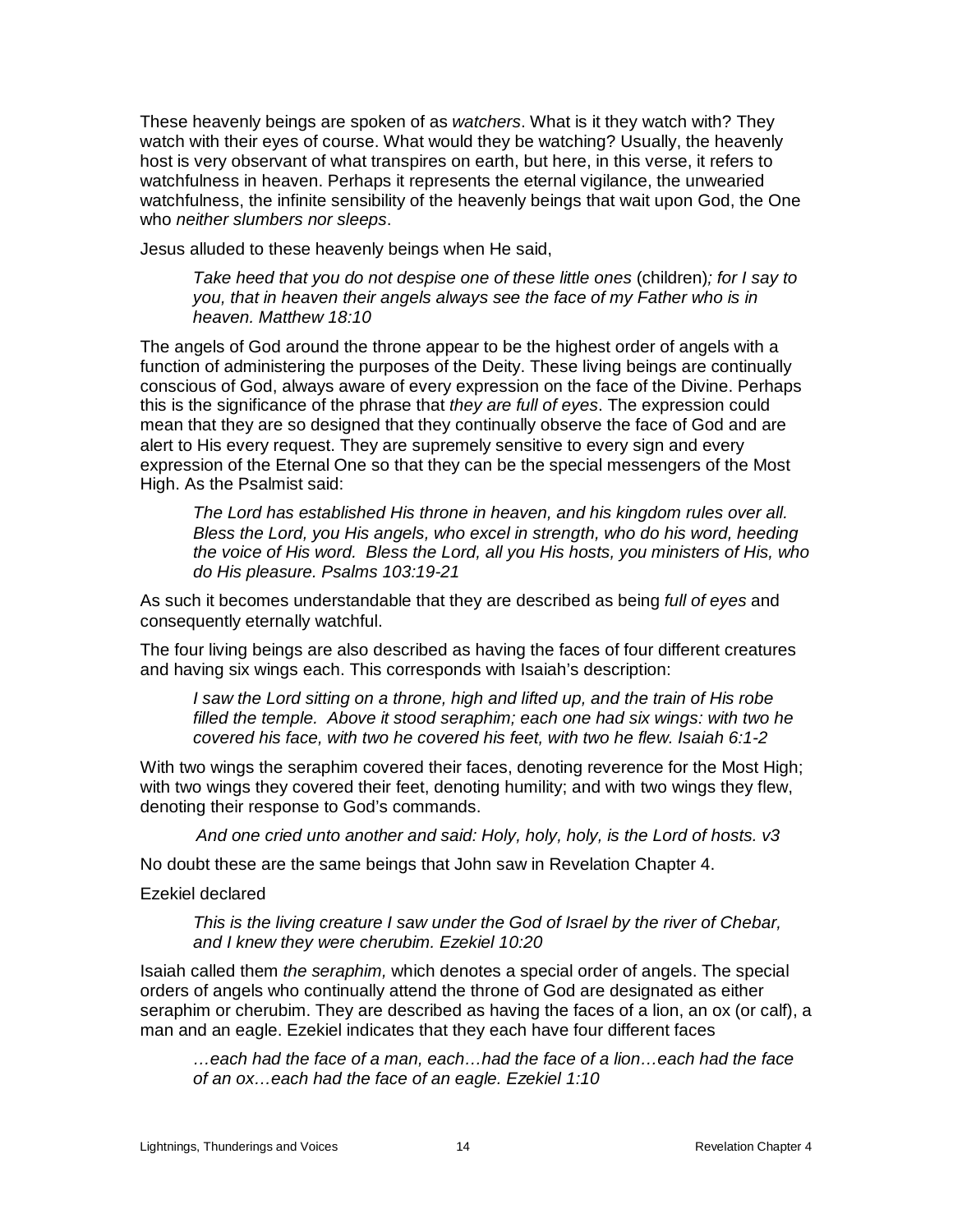These heavenly beings are spoken of as *watchers*. What is it they watch with? They watch with their eyes of course. What would they be watching? Usually, the heavenly host is very observant of what transpires on earth, but here, in this verse, it refers to watchfulness in heaven. Perhaps it represents the eternal vigilance, the unwearied watchfulness, the infinite sensibility of the heavenly beings that wait upon God, the One who *neither slumbers nor sleeps*.

Jesus alluded to these heavenly beings when He said,

> *Take heed that you do not despise one of these little ones* (children)*; for I say to you, that in heaven their angels always see the face of my Father who is in heaven. Matthew 18:10*

The angels of God around the throne appear to be the highest order of angels with a function of administering the purposes of the Deity. These living beings are continually conscious of God, always aware of every expression on the face of the Divine. Perhaps this is the significance of the phrase that *they are full of eyes*. The expression could mean that they are so designed that they continually observe the face of God and are alert to His every request. They are supremely sensitive to every sign and every expression of the Eternal One so that they can be the special messengers of the Most High. As the Psalmist said:

> *The Lord has established His throne in heaven, and his kingdom rules over all. Bless the Lord, you His angels, who excel in strength, who do his word, heeding the voice of His word. Bless the Lord, all you His hosts, you ministers of His, who do His pleasure. Psalms 103:19-21*

As such it becomes understandable that they are described as being *full of eyes* and consequently eternally watchful.

The four living beings are also described as having the faces of four different creatures and having six wings each. This corresponds with Isaiah's description:

> *I saw the Lord sitting on a throne, high and lifted up, and the train of His robe filled the temple. Above it stood seraphim; each one had six wings: with two he covered his face, with two he covered his feet, with two he flew. Isaiah 6:1-2*

With two wings the seraphim covered their faces, denoting reverence for the Most High; with two wings they covered their feet, denoting humility; and with two wings they flew, denoting their response to God's commands.

> *And one cried unto another and said: Holy, holy, holy, is the Lord of hosts. v3*

No doubt these are the same beings that John saw in Revelation Chapter 4.

Ezekiel declared

> *This is the living creature I saw under the God of Israel by the river of Chebar, and I knew they were cherubim. Ezekiel 10:20*

Isaiah called them *the seraphim,* which denotes a special order of angels. The special orders of angels who continually attend the throne of God are designated as either seraphim or cherubim. They are described as having the faces of a lion, an ox (or calf), a man and an eagle. Ezekiel indicates that they each have four different faces

> *…each had the face of a man, each…had the face of a lion…each had the face of an ox…each had the face of an eagle. Ezekiel 1:10*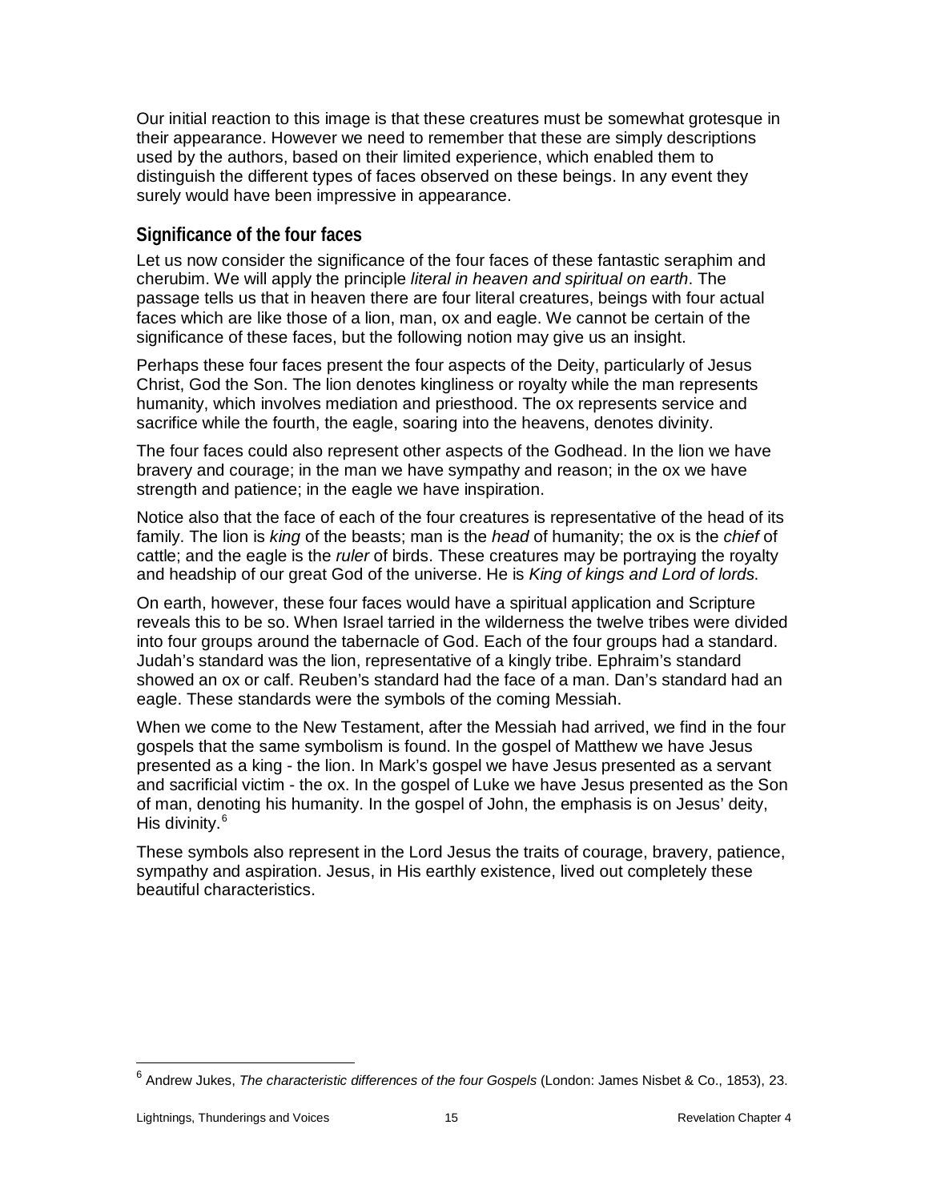Our initial reaction to this image is that these creatures must be somewhat grotesque in their appearance. However we need to remember that these are simply descriptions used by the authors, based on their limited experience, which enabled them to distinguish the different types of faces observed on these beings. In any event they surely would have been impressive in appearance.

## Significance of the four faces

Let us now consider the significance of the four faces of these fantastic seraphim and cherubim. We will apply the principle *literal in heaven and spiritual on earth*. The passage tells us that in heaven there are four literal creatures, beings with four actual faces which are like those of a lion, man, ox and eagle. We cannot be certain of the significance of these faces, but the following notion may give us an insight.

Perhaps these four faces present the four aspects of the Deity, particularly of Jesus Christ, God the Son. The lion denotes kingliness or royalty while the man represents humanity, which involves mediation and priesthood. The ox represents service and sacrifice while the fourth, the eagle, soaring into the heavens, denotes divinity.

The four faces could also represent other aspects of the Godhead. In the lion we have bravery and courage; in the man we have sympathy and reason; in the ox we have strength and patience; in the eagle we have inspiration.

Notice also that the face of each of the four creatures is representative of the head of its family. The lion is *king* of the beasts; man is the *head* of humanity; the ox is the *chief* of cattle; and the eagle is the *ruler* of birds. These creatures may be portraying the royalty and headship of our great God of the universe. He is *King of kings and Lord of lords*.

On earth, however, these four faces would have a spiritual application and Scripture reveals this to be so. When Israel tarried in the wilderness the twelve tribes were divided into four groups around the tabernacle of God. Each of the four groups had a standard. Judah's standard was the lion, representative of a kingly tribe. Ephraim's standard showed an ox or calf. Reuben's standard had the face of a man. Dan's standard had an eagle. These standards were the symbols of the coming Messiah.

When we come to the New Testament, after the Messiah had arrived, we find in the four gospels that the same symbolism is found. In the gospel of Matthew we have Jesus presented as a king - the lion. In Mark's gospel we have Jesus presented as a servant and sacrificial victim - the ox. In the gospel of Luke we have Jesus presented as the Son of man, denoting his humanity. In the gospel of John, the emphasis is on Jesus' deity, His divinity.[6]

These symbols also represent in the Lord Jesus the traits of courage, bravery, patience, sympathy and aspiration. Jesus, in His earthly existence, lived out completely these beautiful characteristics.

---

[6] Andrew Jukes, *The characteristic differences of the four Gospels* (London: James Nisbet & Co., 1853), 23.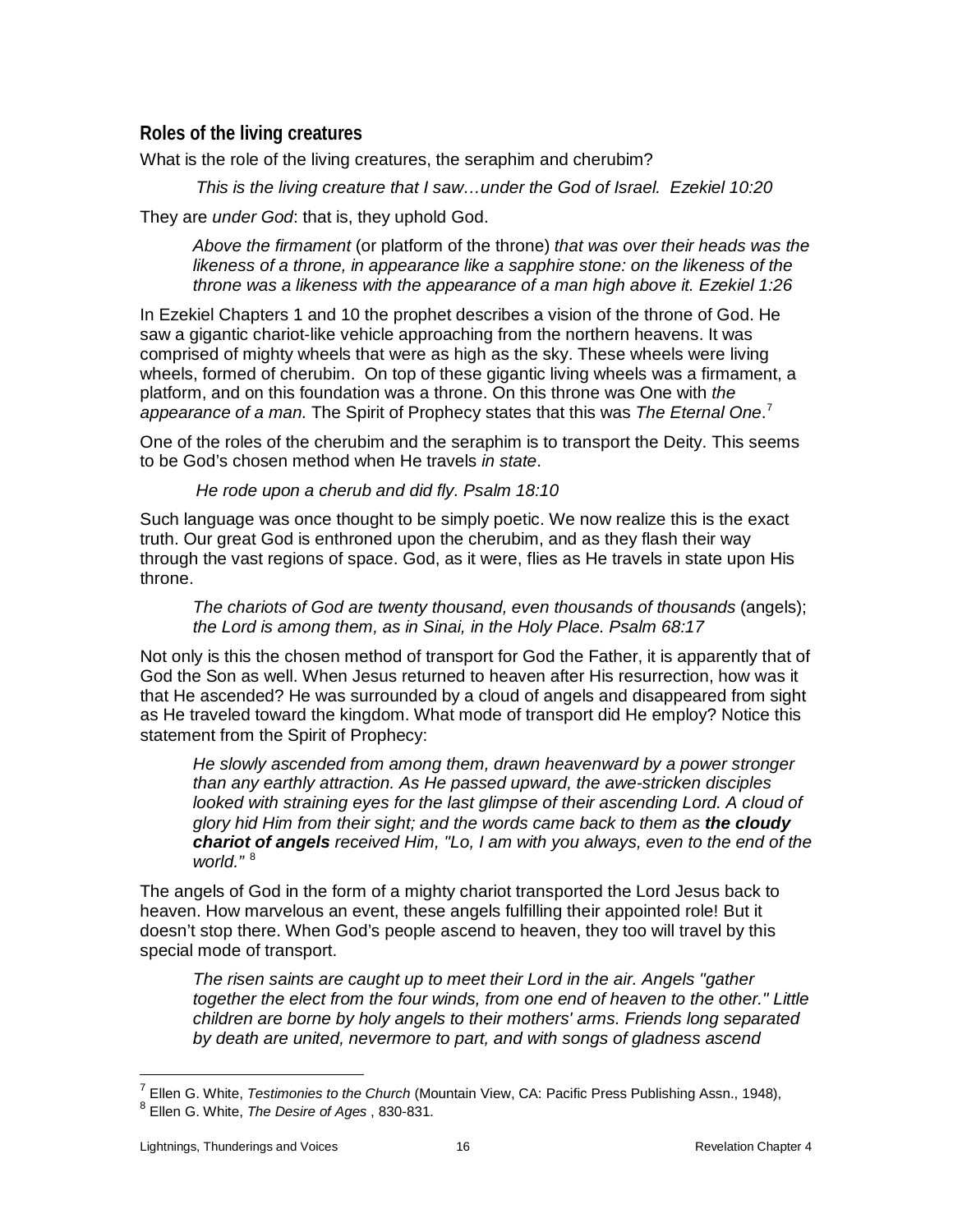## Roles of the living creatures

What is the role of the living creatures, the seraphim and cherubim?

> *This is the living creature that I saw…under the God of Israel. Ezekiel 10:20*

They are *under God*: that is, they uphold God.

> *Above the firmament* (or platform of the throne) *that was over their heads was the likeness of a throne, in appearance like a sapphire stone: on the likeness of the throne was a likeness with the appearance of a man high above it. Ezekiel 1:26*

In Ezekiel Chapters 1 and 10 the prophet describes a vision of the throne of God. He saw a gigantic chariot-like vehicle approaching from the northern heavens. It was comprised of mighty wheels that were as high as the sky. These wheels were living wheels, formed of cherubim. On top of these gigantic living wheels was a firmament, a platform, and on this foundation was a throne. On this throne was One with *the appearance of a man.* The Spirit of Prophecy states that this was *The Eternal One*.[7]

One of the roles of the cherubim and the seraphim is to transport the Deity. This seems to be God's chosen method when He travels *in state*.

> *He rode upon a cherub and did fly. Psalm 18:10*

Such language was once thought to be simply poetic. We now realize this is the exact truth. Our great God is enthroned upon the cherubim, and as they flash their way through the vast regions of space. God, as it were, flies as He travels in state upon His throne.

> *The chariots of God are twenty thousand, even thousands of thousands* (angels); *the Lord is among them, as in Sinai, in the Holy Place. Psalm 68:17*

Not only is this the chosen method of transport for God the Father, it is apparently that of God the Son as well. When Jesus returned to heaven after His resurrection, how was it that He ascended? He was surrounded by a cloud of angels and disappeared from sight as He traveled toward the kingdom. What mode of transport did He employ? Notice this statement from the Spirit of Prophecy:

> *He slowly ascended from among them, drawn heavenward by a power stronger than any earthly attraction. As He passed upward, the awe-stricken disciples looked with straining eyes for the last glimpse of their ascending Lord. A cloud of glory hid Him from their sight; and the words came back to them as* ***the cloudy chariot of angels*** *received Him, "Lo, I am with you always, even to the end of the world."* [8]

The angels of God in the form of a mighty chariot transported the Lord Jesus back to heaven. How marvelous an event, these angels fulfilling their appointed role! But it doesn't stop there. When God's people ascend to heaven, they too will travel by this special mode of transport.

> *The risen saints are caught up to meet their Lord in the air. Angels "gather together the elect from the four winds, from one end of heaven to the other." Little children are borne by holy angels to their mothers' arms. Friends long separated by death are united, nevermore to part, and with songs of gladness ascend*

---

[7] Ellen G. White, *Testimonies to the Church* (Mountain View, CA: Pacific Press Publishing Assn., 1948),

[8] Ellen G. White, *The Desire of Ages* , 830-831.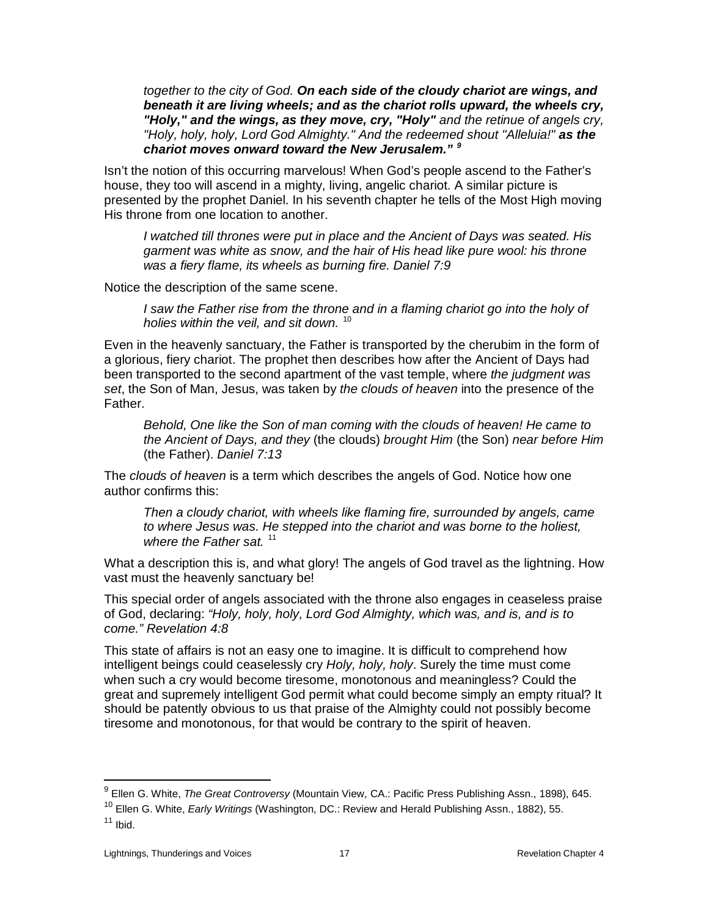> *together to the city of God. **On each side of the cloudy chariot are wings, and beneath it are living wheels; and as the chariot rolls upward, the wheels cry, "Holy," and the wings, as they move, cry, "Holy"** and the retinue of angels cry, "Holy, holy, holy, Lord God Almighty." And the redeemed shout "Alleluia!" **as the chariot moves onward toward the New Jerusalem."** [9]*

Isn't the notion of this occurring marvelous! When God's people ascend to the Father's house, they too will ascend in a mighty, living, angelic chariot. A similar picture is presented by the prophet Daniel. In his seventh chapter he tells of the Most High moving His throne from one location to another.

> *I watched till thrones were put in place and the Ancient of Days was seated. His garment was white as snow, and the hair of His head like pure wool: his throne was a fiery flame, its wheels as burning fire. Daniel 7:9*

Notice the description of the same scene.

> *I saw the Father rise from the throne and in a flaming chariot go into the holy of holies within the veil, and sit down.* [10]

Even in the heavenly sanctuary, the Father is transported by the cherubim in the form of a glorious, fiery chariot. The prophet then describes how after the Ancient of Days had been transported to the second apartment of the vast temple, where *the judgment was set*, the Son of Man, Jesus, was taken by *the clouds of heaven* into the presence of the Father.

> *Behold, One like the Son of man coming with the clouds of heaven! He came to the Ancient of Days, and they* (the clouds) *brought Him* (the Son) *near before Him* (the Father). *Daniel 7:13*

The *clouds of heaven* is a term which describes the angels of God. Notice how one author confirms this:

> *Then a cloudy chariot, with wheels like flaming fire, surrounded by angels, came to where Jesus was. He stepped into the chariot and was borne to the holiest, where the Father sat.* [11]

What a description this is, and what glory! The angels of God travel as the lightning. How vast must the heavenly sanctuary be!

This special order of angels associated with the throne also engages in ceaseless praise of God, declaring: *"Holy, holy, holy, Lord God Almighty, which was, and is, and is to come." Revelation 4:8*

This state of affairs is not an easy one to imagine. It is difficult to comprehend how intelligent beings could ceaselessly cry *Holy, holy, holy*. Surely the time must come when such a cry would become tiresome, monotonous and meaningless? Could the great and supremely intelligent God permit what could become simply an empty ritual? It should be patently obvious to us that praise of the Almighty could not possibly become tiresome and monotonous, for that would be contrary to the spirit of heaven.

---

[9] Ellen G. White, *The Great Controversy* (Mountain View, CA.: Pacific Press Publishing Assn., 1898), 645.

[10] Ellen G. White, *Early Writings* (Washington, DC.: Review and Herald Publishing Assn., 1882), 55.

[11] Ibid.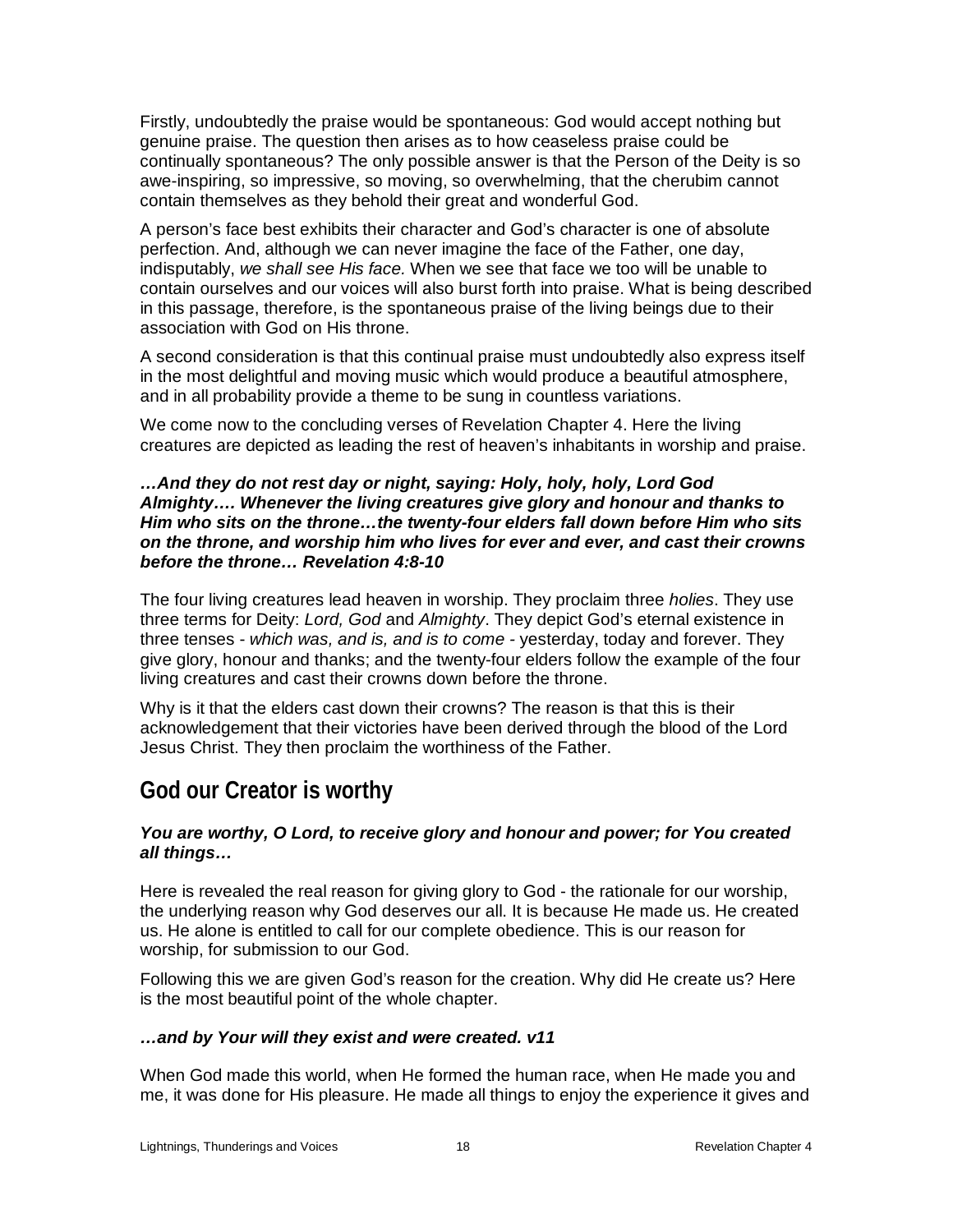Firstly, undoubtedly the praise would be spontaneous: God would accept nothing but genuine praise. The question then arises as to how ceaseless praise could be continually spontaneous? The only possible answer is that the Person of the Deity is so awe-inspiring, so impressive, so moving, so overwhelming, that the cherubim cannot contain themselves as they behold their great and wonderful God.

A person's face best exhibits their character and God's character is one of absolute perfection. And, although we can never imagine the face of the Father, one day, indisputably, *we shall see His face.* When we see that face we too will be unable to contain ourselves and our voices will also burst forth into praise. What is being described in this passage, therefore, is the spontaneous praise of the living beings due to their association with God on His throne.

A second consideration is that this continual praise must undoubtedly also express itself in the most delightful and moving music which would produce a beautiful atmosphere, and in all probability provide a theme to be sung in countless variations.

We come now to the concluding verses of Revelation Chapter 4. Here the living creatures are depicted as leading the rest of heaven's inhabitants in worship and praise.

***…And they do not rest day or night, saying: Holy, holy, holy, Lord God Almighty…. Whenever the living creatures give glory and honour and thanks to Him who sits on the throne…the twenty-four elders fall down before Him who sits on the throne, and worship him who lives for ever and ever, and cast their crowns before the throne… Revelation 4:8-10***

The four living creatures lead heaven in worship. They proclaim three *holies*. They use three terms for Deity: *Lord, God* and *Almighty*. They depict God's eternal existence in three tenses - *which was, and is, and is to come* - yesterday, today and forever. They give glory, honour and thanks; and the twenty-four elders follow the example of the four living creatures and cast their crowns down before the throne.

Why is it that the elders cast down their crowns? The reason is that this is their acknowledgement that their victories have been derived through the blood of the Lord Jesus Christ. They then proclaim the worthiness of the Father.

## God our Creator is worthy

***You are worthy, O Lord, to receive glory and honour and power; for You created all things…***

Here is revealed the real reason for giving glory to God - the rationale for our worship, the underlying reason why God deserves our all. It is because He made us. He created us. He alone is entitled to call for our complete obedience. This is our reason for worship, for submission to our God.

Following this we are given God's reason for the creation. Why did He create us? Here is the most beautiful point of the whole chapter.

***…and by Your will they exist and were created. v11***

When God made this world, when He formed the human race, when He made you and me, it was done for His pleasure. He made all things to enjoy the experience it gives and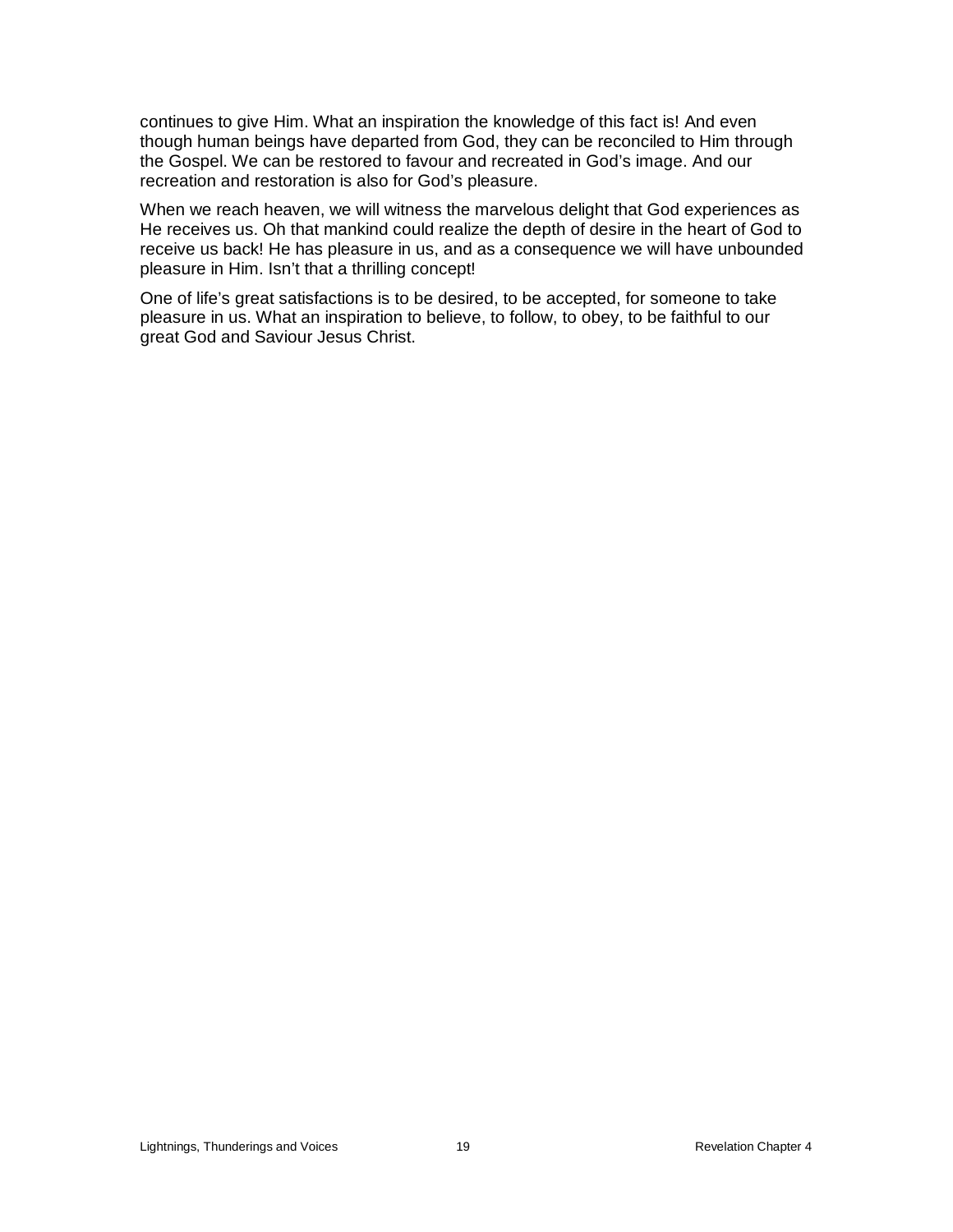continues to give Him. What an inspiration the knowledge of this fact is! And even though human beings have departed from God, they can be reconciled to Him through the Gospel. We can be restored to favour and recreated in God's image. And our recreation and restoration is also for God's pleasure.

When we reach heaven, we will witness the marvelous delight that God experiences as He receives us. Oh that mankind could realize the depth of desire in the heart of God to receive us back! He has pleasure in us, and as a consequence we will have unbounded pleasure in Him. Isn't that a thrilling concept!

One of life's great satisfactions is to be desired, to be accepted, for someone to take pleasure in us. What an inspiration to believe, to follow, to obey, to be faithful to our great God and Saviour Jesus Christ.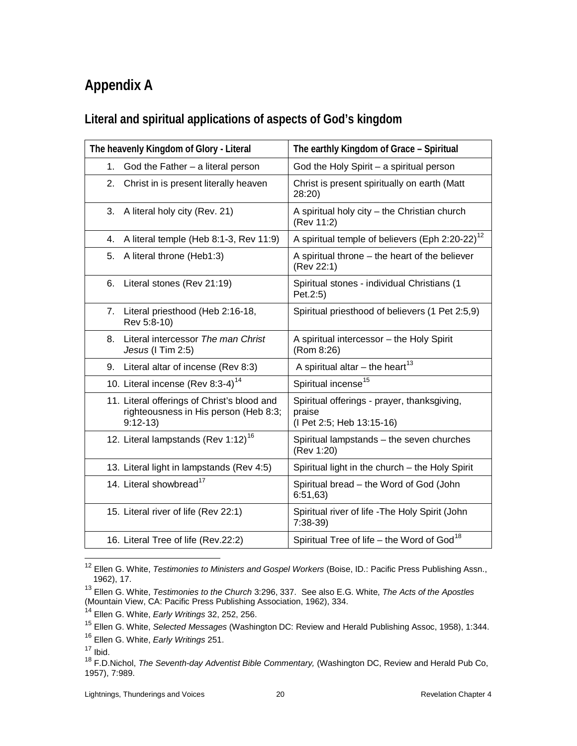# Appendix A

## Literal and spiritual applications of aspects of God's kingdom

| The heavenly Kingdom of Glory - Literal | The earthly Kingdom of Grace – Spiritual |
|---|---|
| 1. God the Father – a literal person | God the Holy Spirit – a spiritual person |
| 2. Christ in is present literally heaven | Christ is present spiritually on earth (Matt 28:20) |
| 3. A literal holy city (Rev. 21) | A spiritual holy city – the Christian church (Rev 11:2) |
| 4. A literal temple (Heb 8:1-3, Rev 11:9) | A spiritual temple of believers (Eph 2:20-22)[12] |
| 5. A literal throne (Heb1:3) | A spiritual throne – the heart of the believer (Rev 22:1) |
| 6. Literal stones (Rev 21:19) | Spiritual stones - individual Christians (1 Pet.2:5) |
| 7. Literal priesthood (Heb 2:16-18, Rev 5:8-10) | Spiritual priesthood of believers (1 Pet 2:5,9) |
| 8. Literal intercessor *The man Christ Jesus* (I Tim 2:5) | A spiritual intercessor – the Holy Spirit (Rom 8:26) |
| 9. Literal altar of incense (Rev 8:3) | A spiritual altar – the heart[13] |
| 10. Literal incense (Rev 8:3-4)[14] | Spiritual incense[15] |
| 11. Literal offerings of Christ's blood and righteousness in His person (Heb 8:3; 9:12-13) | Spiritual offerings - prayer, thanksgiving, praise (I Pet 2:5; Heb 13:15-16) |
| 12. Literal lampstands (Rev 1:12)[16] | Spiritual lampstands – the seven churches (Rev 1:20) |
| 13. Literal light in lampstands (Rev 4:5) | Spiritual light in the church – the Holy Spirit |
| 14. Literal showbread[17] | Spiritual bread – the Word of God (John 6:51,63) |
| 15. Literal river of life (Rev 22:1) | Spiritual river of life -The Holy Spirit (John 7:38-39) |
| 16. Literal Tree of life (Rev.22:2) | Spiritual Tree of life – the Word of God[18] |

[12] Ellen G. White, *Testimonies to Ministers and Gospel Workers* (Boise, ID.: Pacific Press Publishing Assn., 1962), 17.

[13] Ellen G. White, *Testimonies to the Church* 3:296, 337. See also E.G. White, *The Acts of the Apostles* (Mountain View, CA: Pacific Press Publishing Association, 1962), 334.

[14] Ellen G. White, *Early Writings* 32, 252, 256.

[15] Ellen G. White, *Selected Messages* (Washington DC: Review and Herald Publishing Assoc, 1958), 1:344.

[16] Ellen G. White, *Early Writings* 251.

[17] Ibid.

[18] F.D.Nichol, *The Seventh-day Adventist Bible Commentary,* (Washington DC, Review and Herald Pub Co, 1957), 7:989.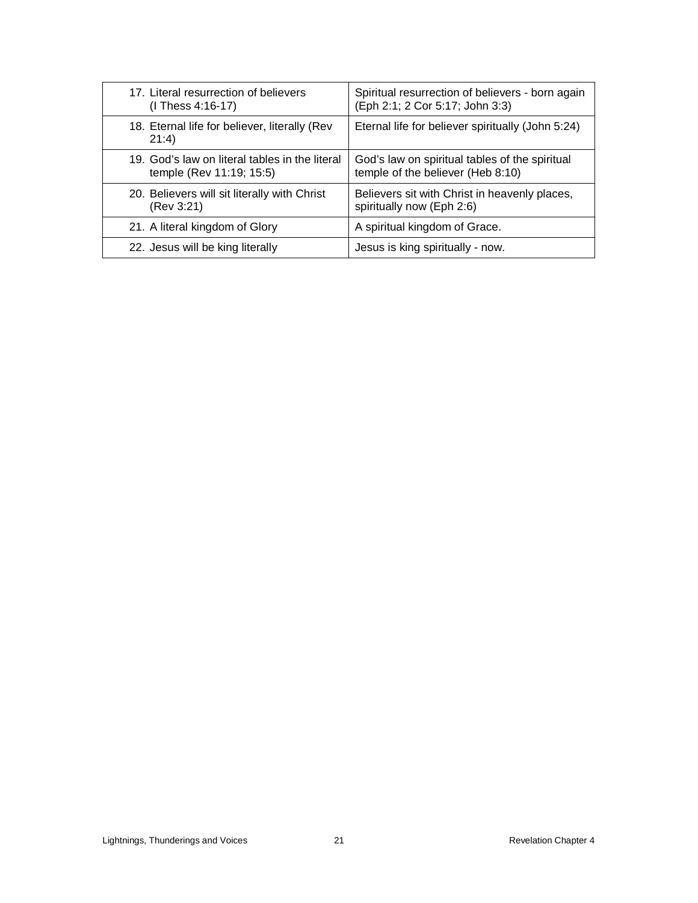| | |
|---|---|
| 17. Literal resurrection of believers (I Thess 4:16-17) | Spiritual resurrection of believers - born again (Eph 2:1; 2 Cor 5:17; John 3:3) |
| 18. Eternal life for believer, literally (Rev 21:4) | Eternal life for believer spiritually (John 5:24) |
| 19. God's law on literal tables in the literal temple (Rev 11:19; 15:5) | God's law on spiritual tables of the spiritual temple of the believer (Heb 8:10) |
| 20. Believers will sit literally with Christ (Rev 3:21) | Believers sit with Christ in heavenly places, spiritually now (Eph 2:6) |
| 21. A literal kingdom of Glory | A spiritual kingdom of Grace. |
| 22. Jesus will be king literally | Jesus is king spiritually - now. |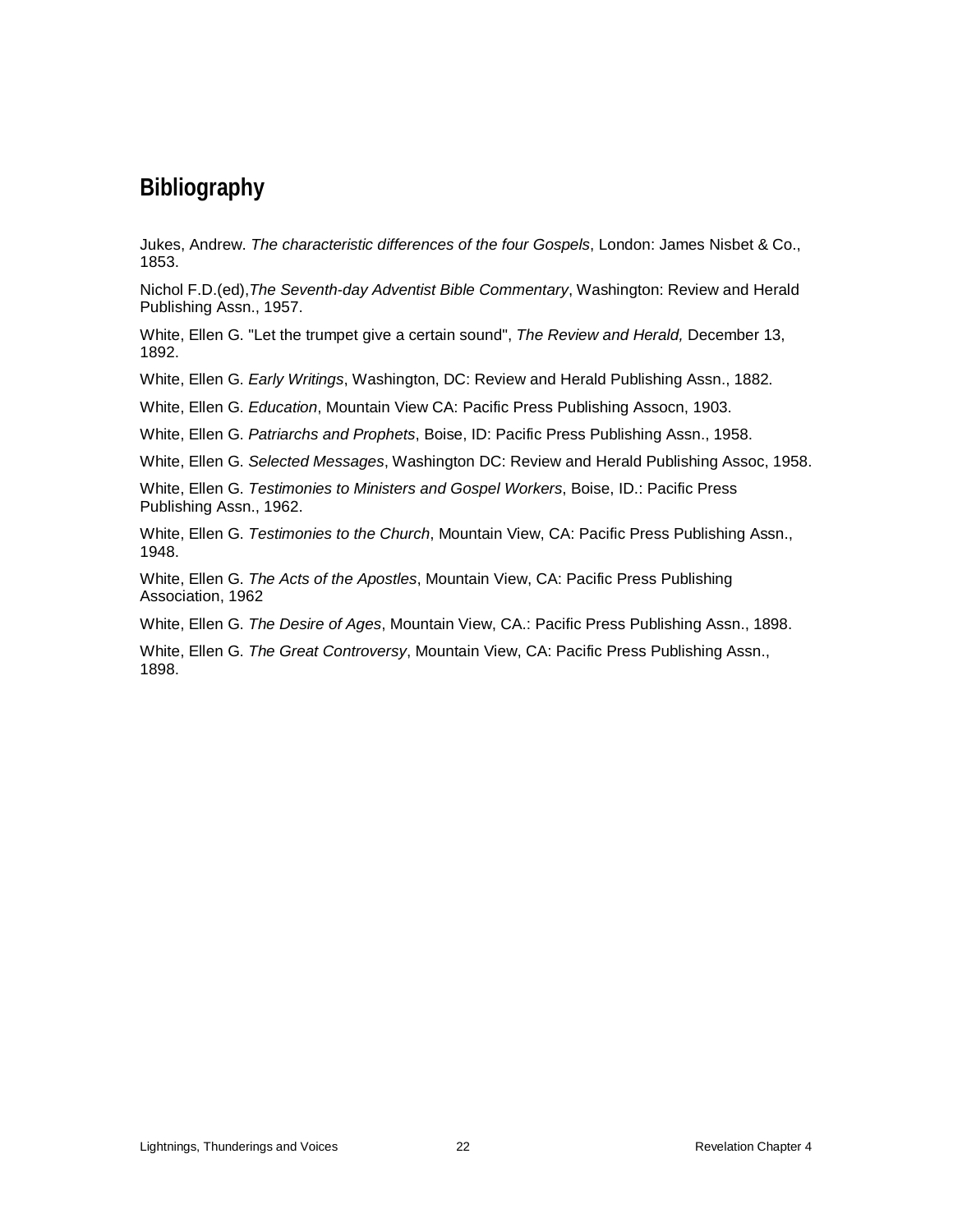## Bibliography

Jukes, Andrew. *The characteristic differences of the four Gospels*, London: James Nisbet & Co., 1853.

Nichol F.D.(ed),*The Seventh-day Adventist Bible Commentary*, Washington: Review and Herald Publishing Assn., 1957.

White, Ellen G. "Let the trumpet give a certain sound", *The Review and Herald,* December 13, 1892.

White, Ellen G. *Early Writings*, Washington, DC: Review and Herald Publishing Assn., 1882.

White, Ellen G. *Education*, Mountain View CA: Pacific Press Publishing Assocn, 1903.

White, Ellen G. *Patriarchs and Prophets*, Boise, ID: Pacific Press Publishing Assn., 1958.

White, Ellen G. *Selected Messages*, Washington DC: Review and Herald Publishing Assoc, 1958.

White, Ellen G. *Testimonies to Ministers and Gospel Workers*, Boise, ID.: Pacific Press Publishing Assn., 1962.

White, Ellen G. *Testimonies to the Church*, Mountain View, CA: Pacific Press Publishing Assn., 1948.

White, Ellen G. *The Acts of the Apostles*, Mountain View, CA: Pacific Press Publishing Association, 1962

White, Ellen G. *The Desire of Ages*, Mountain View, CA.: Pacific Press Publishing Assn., 1898.

White, Ellen G. *The Great Controversy*, Mountain View, CA: Pacific Press Publishing Assn., 1898.